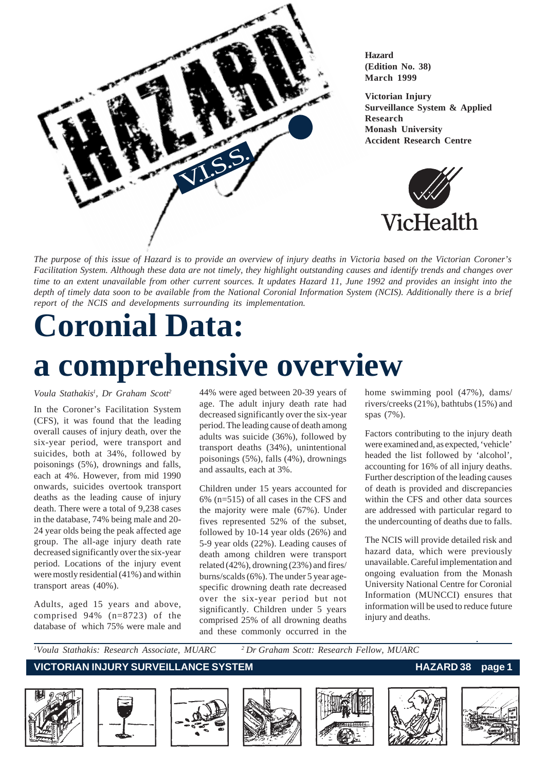**Hazard**
**(Edition No. 38)**
**March 1999**

**Victorian Injury Surveillance System & Applied Research**
**Monash University Accident Research Centre**

*The purpose of this issue of Hazard is to provide an overview of injury deaths in Victoria based on the Victorian Coroner's Facilitation System. Although these data are not timely, they highlight outstanding causes and identify trends and changes over time to an extent unavailable from other current sources. It updates Hazard 11, June 1992 and provides an insight into the depth of timely data soon to be available from the National Coronial Information System (NCIS). Additionally there is a brief report of the NCIS and developments surrounding its implementation.*

# Coronial Data: a comprehensive overview

*Voula Stathakis[1], Dr Graham Scott[2]*

In the Coroner's Facilitation System (CFS), it was found that the leading overall causes of injury death, over the six-year period, were transport and suicides, both at 34%, followed by poisonings (5%), drownings and falls, each at 4%. However, from mid 1990 onwards, suicides overtook transport deaths as the leading cause of injury death. There were a total of 9,238 cases in the database, 74% being male and 20-24 year olds being the peak affected age group. The all-age injury death rate decreased significantly over the six-year period. Locations of the injury event were mostly residential (41%) and within transport areas (40%).

Adults, aged 15 years and above, comprised 94% (n=8723) of the database of which 75% were male and 44% were aged between 20-39 years of age. The adult injury death rate had decreased significantly over the six-year period. The leading cause of death among adults was suicide (36%), followed by transport deaths (34%), unintentional poisonings (5%), falls (4%), drownings and assaults, each at 3%.

Children under 15 years accounted for 6% (n=515) of all cases in the CFS and the majority were male (67%). Under fives represented 52% of the subset, followed by 10-14 year olds (26%) and 5-9 year olds (22%). Leading causes of death among children were transport related (42%), drowning (23%) and fires/burns/scalds (6%). The under 5 year age-specific drowning death rate decreased over the six-year period but not significantly. Children under 5 years comprised 25% of all drowning deaths and these commonly occurred in the home swimming pool (47%), dams/rivers/creeks (21%), bathtubs (15%) and spas (7%).

Factors contributing to the injury death were examined and, as expected, 'vehicle' headed the list followed by 'alcohol', accounting for 16% of all injury deaths. Further description of the leading causes of death is provided and discrepancies within the CFS and other data sources are addressed with particular regard to the undercounting of deaths due to falls.

The NCIS will provide detailed risk and hazard data, which were previously unavailable. Careful implementation and ongoing evaluation from the Monash University National Centre for Coronial Information (MUNCCI) ensures that information will be used to reduce future injury and deaths.

[1] *Voula Stathakis: Research Associate, MUARC*
[2] *Dr Graham Scott: Research Fellow, MUARC*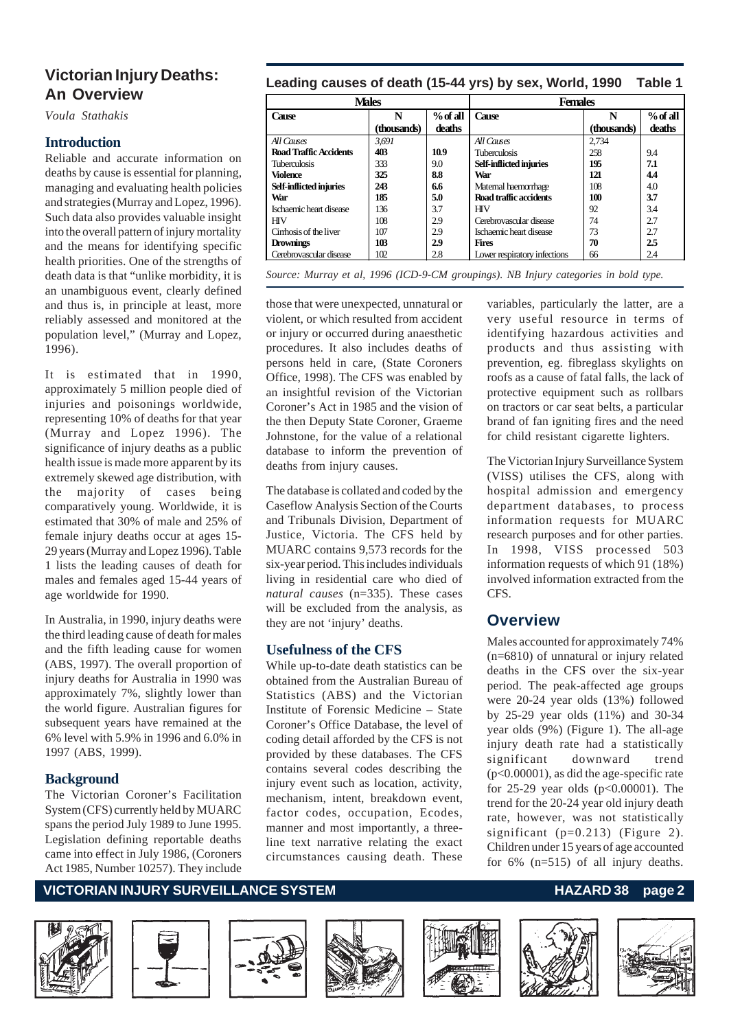# Victorian Injury Deaths: An Overview

*Voula Stathakis*

## Introduction

Reliable and accurate information on deaths by cause is essential for planning, managing and evaluating health policies and strategies (Murray and Lopez, 1996). Such data also provides valuable insight into the overall pattern of injury mortality and the means for identifying specific health priorities. One of the strengths of death data is that "unlike morbidity, it is an unambiguous event, clearly defined and thus is, in principle at least, more reliably assessed and monitored at the population level," (Murray and Lopez, 1996).

It is estimated that in 1990, approximately 5 million people died of injuries and poisonings worldwide, representing 10% of deaths for that year (Murray and Lopez 1996). The significance of injury deaths as a public health issue is made more apparent by its extremely skewed age distribution, with the majority of cases being comparatively young. Worldwide, it is estimated that 30% of male and 25% of female injury deaths occur at ages 15-29 years (Murray and Lopez 1996). Table 1 lists the leading causes of death for males and females aged 15-44 years of age worldwide for 1990.

**Leading causes of death (15-44 yrs) by sex, World, 1990 — Table 1**

| Males | | | Females | | |
|---|---|---|---|---|---|
| Cause | N (thousands) | % of all deaths | Cause | N (thousands) | % of all deaths |
| *All Causes* | *3,691* | | *All Causes* | 2,734 | |
| **Road Traffic Accidents** | **403** | **10.9** | Tuberculosis | 258 | 9.4 |
| Tuberculosis | 333 | 9.0 | **Self-inflicted injuries** | **195** | **7.1** |
| **Violence** | **325** | **8.8** | **War** | **121** | **4.4** |
| **Self-inflicted injuries** | **243** | **6.6** | Maternal haemorrhage | 108 | 4.0 |
| **War** | **185** | **5.0** | **Road traffic accidents** | **100** | **3.7** |
| Ischaemic heart disease | 136 | 3.7 | HIV | 92 | 3.4 |
| HIV | 108 | 2.9 | Cerebrovascular disease | 74 | 2.7 |
| Cirrhosis of the liver | 107 | 2.9 | Ischaemic heart disease | 73 | 2.7 |
| **Drownings** | **103** | **2.9** | **Fires** | **70** | **2.5** |
| Cerebrovascular disease | 102 | 2.8 | Lower respiratory infections | 66 | 2.4 |

*Source: Murray et al, 1996 (ICD-9-CM groupings). NB Injury categories in bold type.*

In Australia, in 1990, injury deaths were the third leading cause of death for males and the fifth leading cause for women (ABS, 1997). The overall proportion of injury deaths for Australia in 1990 was approximately 7%, slightly lower than the world figure. Australian figures for subsequent years have remained at the 6% level with 5.9% in 1996 and 6.0% in 1997 (ABS, 1999).

## Background

The Victorian Coroner's Facilitation System (CFS) currently held by MUARC spans the period July 1989 to June 1995. Legislation defining reportable deaths came into effect in July 1986, (Coroners Act 1985, Number 10257). They include those that were unexpected, unnatural or violent, or which resulted from accident or injury or occurred during anaesthetic procedures. It also includes deaths of persons held in care, (State Coroners Office, 1998). The CFS was enabled by an insightful revision of the Victorian Coroner's Act in 1985 and the vision of the then Deputy State Coroner, Graeme Johnstone, for the value of a relational database to inform the prevention of deaths from injury causes.

The database is collated and coded by the Caseflow Analysis Section of the Courts and Tribunals Division, Department of Justice, Victoria. The CFS held by MUARC contains 9,573 records for the six-year period. This includes individuals living in residential care who died of *natural causes* (n=335). These cases will be excluded from the analysis, as they are not 'injury' deaths.

## Usefulness of the CFS

While up-to-date death statistics can be obtained from the Australian Bureau of Statistics (ABS) and the Victorian Institute of Forensic Medicine – State Coroner's Office Database, the level of coding detail afforded by the CFS is not provided by these databases. The CFS contains several codes describing the injury event such as location, activity, mechanism, intent, breakdown event, factor codes, occupation, Ecodes, manner and most importantly, a three-line text narrative relating the exact circumstances causing death. These variables, particularly the latter, are a very useful resource in terms of identifying hazardous activities and products and thus assisting with prevention, eg. fibreglass skylights on roofs as a cause of fatal falls, the lack of protective equipment such as rollbars on tractors or car seat belts, a particular brand of fan igniting fires and the need for child resistant cigarette lighters.

The Victorian Injury Surveillance System (VISS) utilises the CFS, along with hospital admission and emergency department databases, to process information requests for MUARC research purposes and for other parties. In 1998, VISS processed 503 information requests of which 91 (18%) involved information extracted from the CFS.

## Overview

Males accounted for approximately 74% (n=6810) of unnatural or injury related deaths in the CFS over the six-year period. The peak-affected age groups were 20-24 year olds (13%) followed by 25-29 year olds (11%) and 30-34 year olds (9%) (Figure 1). The all-age injury death rate had a statistically significant downward trend ($p<0.00001$), as did the age-specific rate for 25-29 year olds ($p<0.00001$). The trend for the 20-24 year old injury death rate, however, was not statistically significant ($p=0.213$) (Figure 2). Children under 15 years of age accounted for 6% (n=515) of all injury deaths.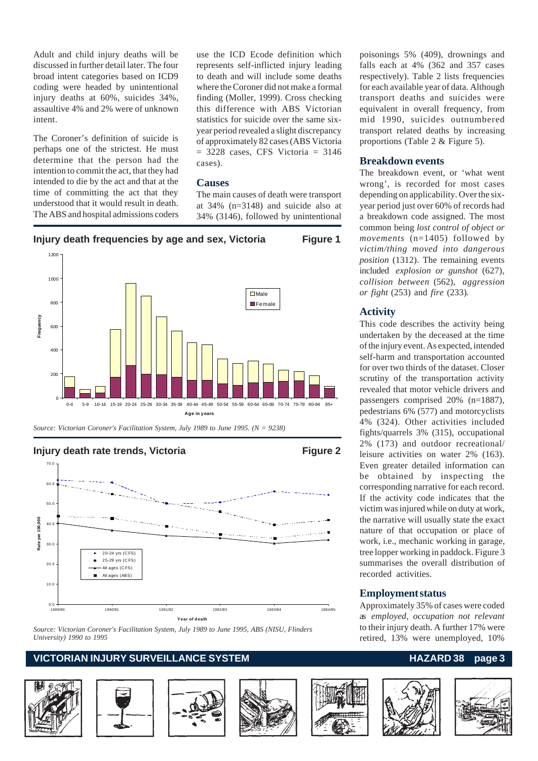Adult and child injury deaths will be discussed in further detail later. The four broad intent categories based on ICD9 coding were headed by unintentional injury deaths at 60%, suicides 34%, assaultive 4% and 2% were of unknown intent.

The Coroner's definition of suicide is perhaps one of the strictest. He must determine that the person had the intention to commit the act, that they had intended to die by the act and that at the time of committing the act that they understood that it would result in death. The ABS and hospital admissions coders use the ICD Ecode definition which represents self-inflicted injury leading to death and will include some deaths where the Coroner did not make a formal finding (Moller, 1999). Cross checking this difference with ABS Victorian statistics for suicide over the same six-year period revealed a slight discrepancy of approximately 82 cases (ABS Victoria = 3228 cases, CFS Victoria = 3146 cases).

### Causes

The main causes of death were transport at 34% (n=3148) and suicide also at 34% (3146), followed by unintentional poisonings 5% (409), drownings and falls each at 4% (362 and 357 cases respectively). Table 2 lists frequencies for each available year of data. Although transport deaths and suicides were equivalent in overall frequency, from mid 1990, suicides outnumbered transport related deaths by increasing proportions (Table 2 & Figure 5).

**Injury death frequencies by age and sex, Victoria** — **Figure 1**

*Source: Victorian Coroner's Facilitation System, July 1989 to June 1995. (N = 9238)*

**Injury death rate trends, Victoria** — **Figure 2**

*Source: Victorian Coroner's Facilitation System, July 1989 to June 1995, ABS (NISU, Flinders University) 1990 to 1995*

### Breakdown events

The breakdown event, or 'what went wrong', is recorded for most cases depending on applicability. Over the six-year period just over 60% of records had a breakdown code assigned. The most common being *lost control of object or movements* (n=1405) followed by *victim/thing moved into dangerous position* (1312). The remaining events included *explosion or gunshot* (627), *collision between* (562), *aggression or fight* (253) and *fire* (233).

### Activity

This code describes the activity being undertaken by the deceased at the time of the injury event. As expected, intended self-harm and transportation accounted for over two thirds of the dataset. Closer scrutiny of the transportation activity revealed that motor vehicle drivers and passengers comprised 20% (n=1887), pedestrians 6% (577) and motorcyclists 4% (324). Other activities included fights/quarrels 3% (315), occupational 2% (173) and outdoor recreational/ leisure activities on water 2% (163). Even greater detailed information can be obtained by inspecting the corresponding narrative for each record. If the activity code indicates that the victim was injured while on duty at work, the narrative will usually state the exact nature of that occupation or place of work, i.e., mechanic working in garage, tree lopper working in paddock. Figure 3 summarises the overall distribution of recorded activities.

### Employment status

Approximately 35% of cases were coded as *employed, occupation not relevant* to their injury death. A further 17% were retired, 13% were unemployed, 10%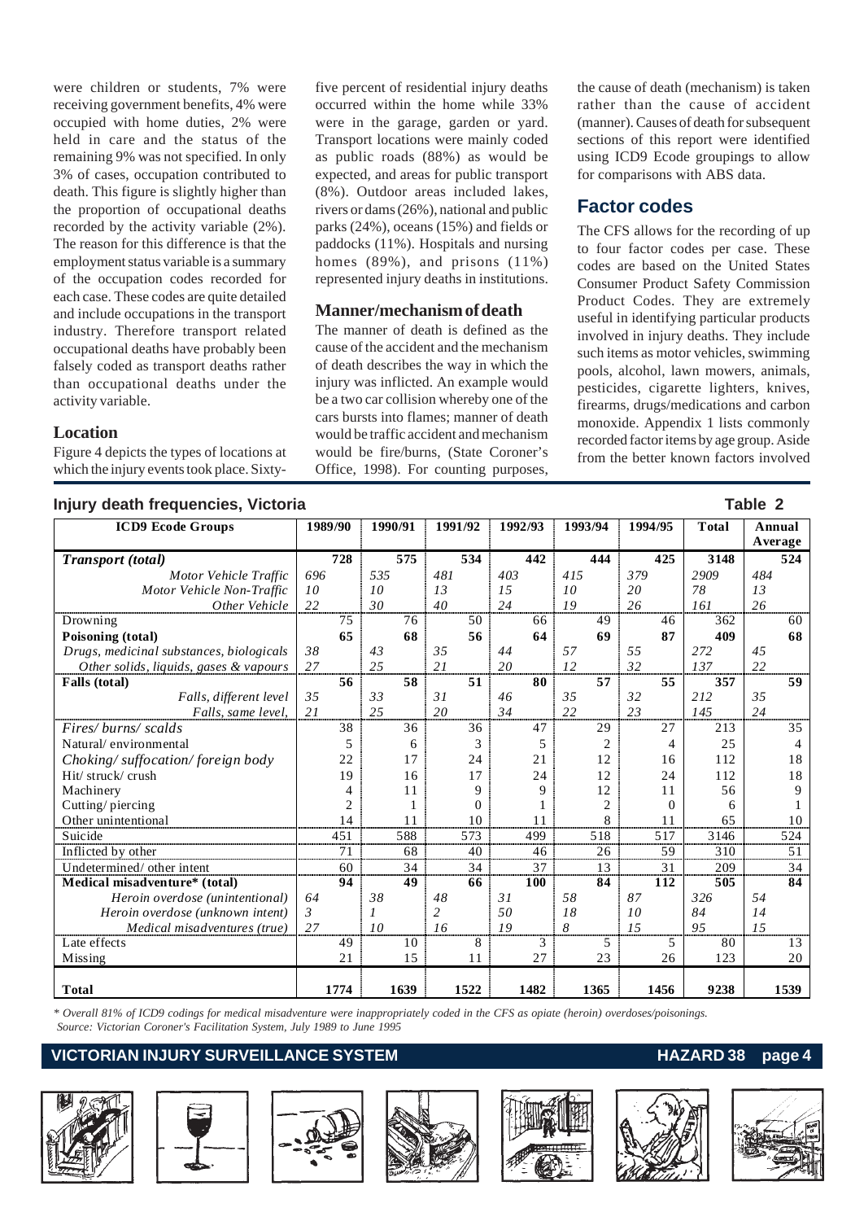were children or students, 7% were receiving government benefits, 4% were occupied with home duties, 2% were held in care and the status of the remaining 9% was not specified. In only 3% of cases, occupation contributed to death. This figure is slightly higher than the proportion of occupational deaths recorded by the activity variable (2%). The reason for this difference is that the employment status variable is a summary of the occupation codes recorded for each case. These codes are quite detailed and include occupations in the transport industry. Therefore transport related occupational deaths have probably been falsely coded as transport deaths rather than occupational deaths under the activity variable.

### Location

Figure 4 depicts the types of locations at which the injury events took place. Sixty-five percent of residential injury deaths occurred within the home while 33% were in the garage, garden or yard. Transport locations were mainly coded as public roads (88%) as would be expected, and areas for public transport (8%). Outdoor areas included lakes, rivers or dams (26%), national and public parks (24%), oceans (15%) and fields or paddocks (11%). Hospitals and nursing homes (89%), and prisons (11%) represented injury deaths in institutions.

### Manner/mechanism of death

The manner of death is defined as the cause of the accident and the mechanism of death describes the way in which the injury was inflicted. An example would be a two car collision whereby one of the cars bursts into flames; manner of death would be traffic accident and mechanism would be fire/burns, (State Coroner's Office, 1998). For counting purposes, the cause of death (mechanism) is taken rather than the cause of accident (manner). Causes of death for subsequent sections of this report were identified using ICD9 Ecode groupings to allow for comparisons with ABS data.

## Factor codes

The CFS allows for the recording of up to four factor codes per case. These codes are based on the United States Consumer Product Safety Commission Product Codes. They are extremely useful in identifying particular products involved in injury deaths. They include such items as motor vehicles, swimming pools, alcohol, lawn mowers, animals, pesticides, cigarette lighters, knives, firearms, drugs/medications and carbon monoxide. Appendix 1 lists commonly recorded factor items by age group. Aside from the better known factors involved

**Injury death frequencies, Victoria** — **Table 2**

| ICD9 Ecode Groups | 1989/90 | 1990/91 | 1991/92 | 1992/93 | 1993/94 | 1994/95 | Total | Annual Average |
|---|---|---|---|---|---|---|---|---|
| ***Transport (total)*** | **728** | **575** | **534** | **442** | **444** | **425** | **3148** | **524** |
| *Motor Vehicle Traffic* | *696* | *535* | *481* | *403* | *415* | *379* | *2909* | *484* |
| *Motor Vehicle Non-Traffic* | *10* | *10* | *13* | *15* | *10* | *20* | *78* | *13* |
| *Other Vehicle* | *22* | *30* | *40* | *24* | *19* | *26* | *161* | *26* |
| Drowning | 75 | 76 | 50 | 66 | 49 | 46 | 362 | 60 |
| **Poisoning (total)** | **65** | **68** | **56** | **64** | **69** | **87** | **409** | **68** |
| *Drugs, medicinal substances, biologicals* | *38* | *43* | *35* | *44* | *57* | *55* | *272* | *45* |
| *Other solids, liquids, gases & vapours* | *27* | *25* | *21* | *20* | *12* | *32* | *137* | *22* |
| **Falls (total)** | **56** | **58** | **51** | **80** | **57** | **55** | **357** | **59** |
| *Falls, different level* | *35* | *33* | *31* | *46* | *35* | *32* | *212* | *35* |
| *Falls, same level,* | *21* | *25* | *20* | *34* | *22* | *23* | *145* | *24* |
| *Fires/ burns/ scalds* | 38 | 36 | 36 | 47 | 29 | 27 | 213 | 35 |
| Natural/ environmental | 5 | 6 | 3 | 5 | 2 | 4 | 25 | 4 |
| *Choking/ suffocation/ foreign body* | 22 | 17 | 24 | 21 | 12 | 16 | 112 | 18 |
| Hit/ struck/ crush | 19 | 16 | 17 | 24 | 12 | 24 | 112 | 18 |
| Machinery | 4 | 11 | 9 | 9 | 12 | 11 | 56 | 9 |
| Cutting/ piercing | 2 | 1 | 0 | 1 | 2 | 0 | 6 | 1 |
| Other unintentional | 14 | 11 | 10 | 11 | 8 | 11 | 65 | 10 |
| Suicide | 451 | 588 | 573 | 499 | 518 | 517 | 3146 | 524 |
| Inflicted by other | 71 | 68 | 40 | 46 | 26 | 59 | 310 | 51 |
| Undetermined/ other intent | 60 | 34 | 34 | 37 | 13 | 31 | 209 | 34 |
| **Medical misadventure\* (total)** | **94** | **49** | **66** | **100** | **84** | **112** | **505** | **84** |
| *Heroin overdose (unintentional)* | *64* | *38* | *48* | *31* | *58* | *87* | *326* | *54* |
| *Heroin overdose (unknown intent)* | *3* | *1* | *2* | *50* | *18* | *10* | *84* | *14* |
| *Medical misadventures (true)* | *27* | *10* | *16* | *19* | *8* | *15* | *95* | *15* |
| Late effects | 49 | 10 | 8 | 3 | 5 | 5 | 80 | 13 |
| Missing | 21 | 15 | 11 | 27 | 23 | 26 | 123 | 20 |
| **Total** | **1774** | **1639** | **1522** | **1482** | **1365** | **1456** | **9238** | **1539** |

*\* Overall 81% of ICD9 codings for medical misadventure were inappropriately coded in the CFS as opiate (heroin) overdoses/poisonings.*
*Source: Victorian Coroner's Facilitation System, July 1989 to June 1995*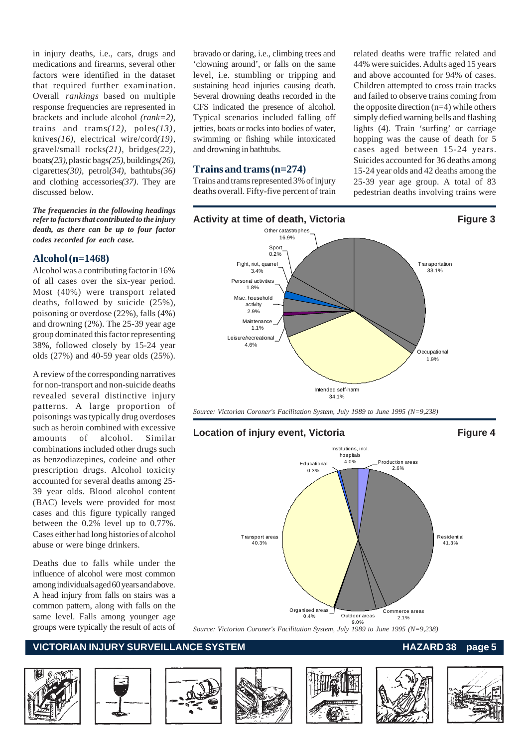in injury deaths, i.e., cars, drugs and medications and firearms, several other factors were identified in the dataset that required further examination. Overall *rankings* based on multiple response frequencies are represented in brackets and include alcohol *(rank=2)*, trains and trams*(12)*, poles*(13)*, knives*(16)*, electrical wire/cord*(19)*, gravel/small rocks*(21)*, bridges*(22)*, boats*(23)*, plastic bags*(25)*, buildings*(26)*, cigarettes*(30)*, petrol*(34)*, bathtubs*(36)* and clothing accessories*(37)*. They are discussed below.

***The frequencies in the following headings refer to factors that contributed to the injury death, as there can be up to four factor codes recorded for each case.***

### Alcohol (n=1468)

Alcohol was a contributing factor in 16% of all cases over the six-year period. Most (40%) were transport related deaths, followed by suicide (25%), poisoning or overdose (22%), falls (4%) and drowning (2%). The 25-39 year age group dominated this factor representing 38%, followed closely by 15-24 year olds (27%) and 40-59 year olds (25%).

A review of the corresponding narratives for non-transport and non-suicide deaths revealed several distinctive injury patterns. A large proportion of poisonings was typically drug overdoses such as heroin combined with excessive amounts of alcohol. Similar combinations included other drugs such as benzodiazepines, codeine and other prescription drugs. Alcohol toxicity accounted for several deaths among 25-39 year olds. Blood alcohol content (BAC) levels were provided for most cases and this figure typically ranged between the 0.2% level up to 0.77%. Cases either had long histories of alcohol abuse or were binge drinkers.

Deaths due to falls while under the influence of alcohol were most common among individuals aged 60 years and above. A head injury from falls on stairs was a common pattern, along with falls on the same level. Falls among younger age groups were typically the result of acts of bravado or daring, i.e., climbing trees and 'clowning around', or falls on the same level, i.e. stumbling or tripping and sustaining head injuries causing death. Several drowning deaths recorded in the CFS indicated the presence of alcohol. Typical scenarios included falling off jetties, boats or rocks into bodies of water, swimming or fishing while intoxicated and drowning in bathtubs.

### Trains and trams (n=274)

Trains and trams represented 3% of injury deaths overall. Fifty-five percent of train related deaths were traffic related and 44% were suicides. Adults aged 15 years and above accounted for 94% of cases. Children attempted to cross train tracks and failed to observe trains coming from the opposite direction (n=4) while others simply defied warning bells and flashing lights (4). Train 'surfing' or carriage hopping was the cause of death for 5 cases aged between 15-24 years. Suicides accounted for 36 deaths among 15-24 year olds and 42 deaths among the 25-39 year age group. A total of 83 pedestrian deaths involving trains were

**Activity at time of death, Victoria** — **Figure 3**

| Activity | % |
|---|---|
| Transportation | 33.1% |
| Occupational | 1.9% |
| Intended self-harm | 34.1% |
| Leisure/recreational | 4.6% |
| Maintenance | 1.1% |
| Misc. household activity | 2.9% |
| Personal activities | 1.8% |
| Fight, riot, quarrel | 3.4% |
| Sport | 0.2% |
| Other catastrophes | 16.9% |

*Source: Victorian Coroner's Facilitation System, July 1989 to June 1995 (N=9,238)*

**Location of injury event, Victoria** — **Figure 4**

| Location | % |
|---|---|
| Production areas | 2.6% |
| Residential | 41.3% |
| Commerce areas | 2.1% |
| Outdoor areas | 9.0% |
| Organised areas | 0.4% |
| Transport areas | 40.3% |
| Educational | 0.3% |
| Institutions, incl. hospitals | 4.0% |

*Source: Victorian Coroner's Facilitation System, July 1989 to June 1995 (N=9,238)*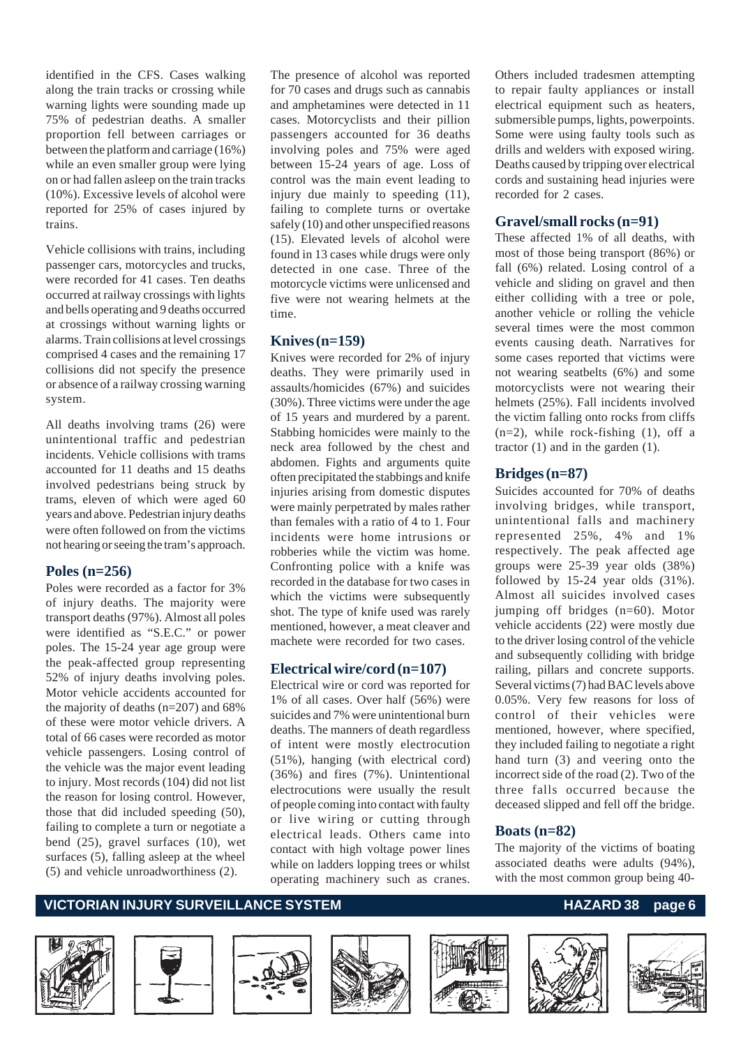identified in the CFS. Cases walking along the train tracks or crossing while warning lights were sounding made up 75% of pedestrian deaths. A smaller proportion fell between carriages or between the platform and carriage (16%) while an even smaller group were lying on or had fallen asleep on the train tracks (10%). Excessive levels of alcohol were reported for 25% of cases injured by trains.

Vehicle collisions with trains, including passenger cars, motorcycles and trucks, were recorded for 41 cases. Ten deaths occurred at railway crossings with lights and bells operating and 9 deaths occurred at crossings without warning lights or alarms. Train collisions at level crossings comprised 4 cases and the remaining 17 collisions did not specify the presence or absence of a railway crossing warning system.

All deaths involving trams (26) were unintentional traffic and pedestrian incidents. Vehicle collisions with trams accounted for 11 deaths and 15 deaths involved pedestrians being struck by trams, eleven of which were aged 60 years and above. Pedestrian injury deaths were often followed on from the victims not hearing or seeing the tram's approach.

### Poles (n=256)

Poles were recorded as a factor for 3% of injury deaths. The majority were transport deaths (97%). Almost all poles were identified as "S.E.C." or power poles. The 15-24 year age group were the peak-affected group representing 52% of injury deaths involving poles. Motor vehicle accidents accounted for the majority of deaths (n=207) and 68% of these were motor vehicle drivers. A total of 66 cases were recorded as motor vehicle passengers. Losing control of the vehicle was the major event leading to injury. Most records (104) did not list the reason for losing control. However, those that did included speeding (50), failing to complete a turn or negotiate a bend (25), gravel surfaces (10), wet surfaces (5), falling asleep at the wheel (5) and vehicle unroadworthiness (2).

The presence of alcohol was reported for 70 cases and drugs such as cannabis and amphetamines were detected in 11 cases. Motorcyclists and their pillion passengers accounted for 36 deaths involving poles and 75% were aged between 15-24 years of age. Loss of control was the main event leading to injury due mainly to speeding (11), failing to complete turns or overtake safely (10) and other unspecified reasons (15). Elevated levels of alcohol were found in 13 cases while drugs were only detected in one case. Three of the motorcycle victims were unlicensed and five were not wearing helmets at the time.

### Knives (n=159)

Knives were recorded for 2% of injury deaths. They were primarily used in assaults/homicides (67%) and suicides (30%). Three victims were under the age of 15 years and murdered by a parent. Stabbing homicides were mainly to the neck area followed by the chest and abdomen. Fights and arguments quite often precipitated the stabbings and knife injuries arising from domestic disputes were mainly perpetrated by males rather than females with a ratio of 4 to 1. Four incidents were home intrusions or robberies while the victim was home. Confronting police with a knife was recorded in the database for two cases in which the victims were subsequently shot. The type of knife used was rarely mentioned, however, a meat cleaver and machete were recorded for two cases.

### Electrical wire/cord (n=107)

Electrical wire or cord was reported for 1% of all cases. Over half (56%) were suicides and 7% were unintentional burn deaths. The manners of death regardless of intent were mostly electrocution (51%), hanging (with electrical cord) (36%) and fires (7%). Unintentional electrocutions were usually the result of people coming into contact with faulty or live wiring or cutting through electrical leads. Others came into contact with high voltage power lines while on ladders lopping trees or whilst operating machinery such as cranes. Others included tradesmen attempting to repair faulty appliances or install electrical equipment such as heaters, submersible pumps, lights, powerpoints. Some were using faulty tools such as drills and welders with exposed wiring. Deaths caused by tripping over electrical cords and sustaining head injuries were recorded for 2 cases.

### Gravel/small rocks (n=91)

These affected 1% of all deaths, with most of those being transport (86%) or fall (6%) related. Losing control of a vehicle and sliding on gravel and then either colliding with a tree or pole, another vehicle or rolling the vehicle several times were the most common events causing death. Narratives for some cases reported that victims were not wearing seatbelts (6%) and some motorcyclists were not wearing their helmets (25%). Fall incidents involved the victim falling onto rocks from cliffs (n=2), while rock-fishing (1), off a tractor (1) and in the garden (1).

### Bridges (n=87)

Suicides accounted for 70% of deaths involving bridges, while transport, unintentional falls and machinery represented 25%, 4% and 1% respectively. The peak affected age groups were 25-39 year olds (38%) followed by 15-24 year olds (31%). Almost all suicides involved cases jumping off bridges (n=60). Motor vehicle accidents (22) were mostly due to the driver losing control of the vehicle and subsequently colliding with bridge railing, pillars and concrete supports. Several victims (7) had BAC levels above 0.05%. Very few reasons for loss of control of their vehicles were mentioned, however, where specified, they included failing to negotiate a right hand turn (3) and veering onto the incorrect side of the road (2). Two of the three falls occurred because the deceased slipped and fell off the bridge.

### Boats (n=82)

The majority of the victims of boating associated deaths were adults (94%), with the most common group being 40-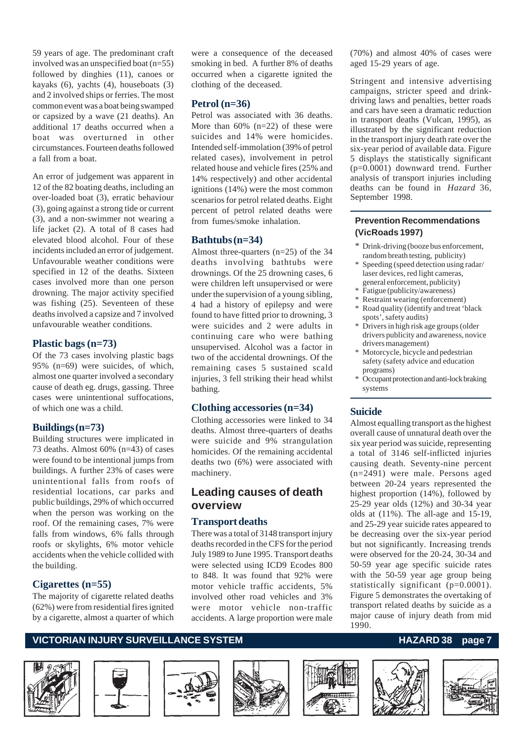59 years of age. The predominant craft involved was an unspecified boat (n=55) followed by dinghies (11), canoes or kayaks (6), yachts (4), houseboats (3) and 2 involved ships or ferries. The most common event was a boat being swamped or capsized by a wave (21 deaths). An additional 17 deaths occurred when a boat was overturned in other circumstances. Fourteen deaths followed a fall from a boat.

An error of judgement was apparent in 12 of the 82 boating deaths, including an over-loaded boat (3), erratic behaviour (3), going against a strong tide or current (3), and a non-swimmer not wearing a life jacket (2). A total of 8 cases had elevated blood alcohol. Four of these incidents included an error of judgement. Unfavourable weather conditions were specified in 12 of the deaths. Sixteen cases involved more than one person drowning. The major activity specified was fishing (25). Seventeen of these deaths involved a capsize and 7 involved unfavourable weather conditions.

### Plastic bags (n=73)

Of the 73 cases involving plastic bags 95% (n=69) were suicides, of which, almost one quarter involved a secondary cause of death eg. drugs, gassing. Three cases were unintentional suffocations, of which one was a child.

### Buildings (n=73)

Building structures were implicated in 73 deaths. Almost 60% (n=43) of cases were found to be intentional jumps from buildings. A further 23% of cases were unintentional falls from roofs of residential locations, car parks and public buildings, 29% of which occurred when the person was working on the roof. Of the remaining cases, 7% were falls from windows, 6% falls through roofs or skylights, 6% motor vehicle accidents when the vehicle collided with the building.

### Cigarettes (n=55)

The majority of cigarette related deaths (62%) were from residential fires ignited by a cigarette, almost a quarter of which were a consequence of the deceased smoking in bed. A further 8% of deaths occurred when a cigarette ignited the clothing of the deceased.

### Petrol (n=36)

Petrol was associated with 36 deaths. More than 60% (n=22) of these were suicides and 14% were homicides. Intended self-immolation (39% of petrol related cases), involvement in petrol related house and vehicle fires (25% and 14% respectively) and other accidental ignitions (14%) were the most common scenarios for petrol related deaths. Eight percent of petrol related deaths were from fumes/smoke inhalation.

### Bathtubs (n=34)

Almost three-quarters (n=25) of the 34 deaths involving bathtubs were drownings. Of the 25 drowning cases, 6 were children left unsupervised or were under the supervision of a young sibling, 4 had a history of epilepsy and were found to have fitted prior to drowning, 3 were suicides and 2 were adults in continuing care who were bathing unsupervised. Alcohol was a factor in two of the accidental drownings. Of the remaining cases 5 sustained scald injuries, 3 fell striking their head whilst bathing.

### Clothing accessories (n=34)

Clothing accessories were linked to 34 deaths. Almost three-quarters of deaths were suicide and 9% strangulation homicides. Of the remaining accidental deaths two (6%) were associated with machinery.

## Leading causes of death overview

### Transport deaths

There was a total of 3148 transport injury deaths recorded in the CFS for the period July 1989 to June 1995. Transport deaths were selected using ICD9 Ecodes 800 to 848. It was found that 92% were motor vehicle traffic accidents, 5% involved other road vehicles and 3% were motor vehicle non-traffic accidents. A large proportion were male (70%) and almost 40% of cases were aged 15-29 years of age.

Stringent and intensive advertising campaigns, stricter speed and drink-driving laws and penalties, better roads and cars have seen a dramatic reduction in transport deaths (Vulcan, 1995), as illustrated by the significant reduction in the transport injury death rate over the six-year period of available data. Figure 5 displays the statistically significant ($p=0.0001$) downward trend. Further analysis of transport injuries including deaths can be found in *Hazard* 36, September 1998.

**Prevention Recommendations (VicRoads 1997)**

* Drink-driving (booze bus enforcement, random breath testing, publicity)
* Speeding (speed detection using radar/laser devices, red light cameras, general enforcement, publicity)
* Fatigue (publicity/awareness)
* Restraint wearing (enforcement)
* Road quality (identify and treat 'black spots', safety audits)
* Drivers in high risk age groups (older drivers publicity and awareness, novice drivers management)
* Motorcycle, bicycle and pedestrian safety (safety advice and education programs)
* Occupant protection and anti-lock braking systems

### Suicide

Almost equalling transport as the highest overall cause of unnatural death over the six year period was suicide, representing a total of 3146 self-inflicted injuries causing death. Seventy-nine percent (n=2491) were male. Persons aged between 20-24 years represented the highest proportion (14%), followed by 25-29 year olds (12%) and 30-34 year olds at (11%). The all-age and 15-19, and 25-29 year suicide rates appeared to be decreasing over the six-year period but not significantly. Increasing trends were observed for the 20-24, 30-34 and 50-59 year age specific suicide rates with the 50-59 year age group being statistically significant ($p=0.0001$). Figure 5 demonstrates the overtaking of transport related deaths by suicide as a major cause of injury death from mid 1990.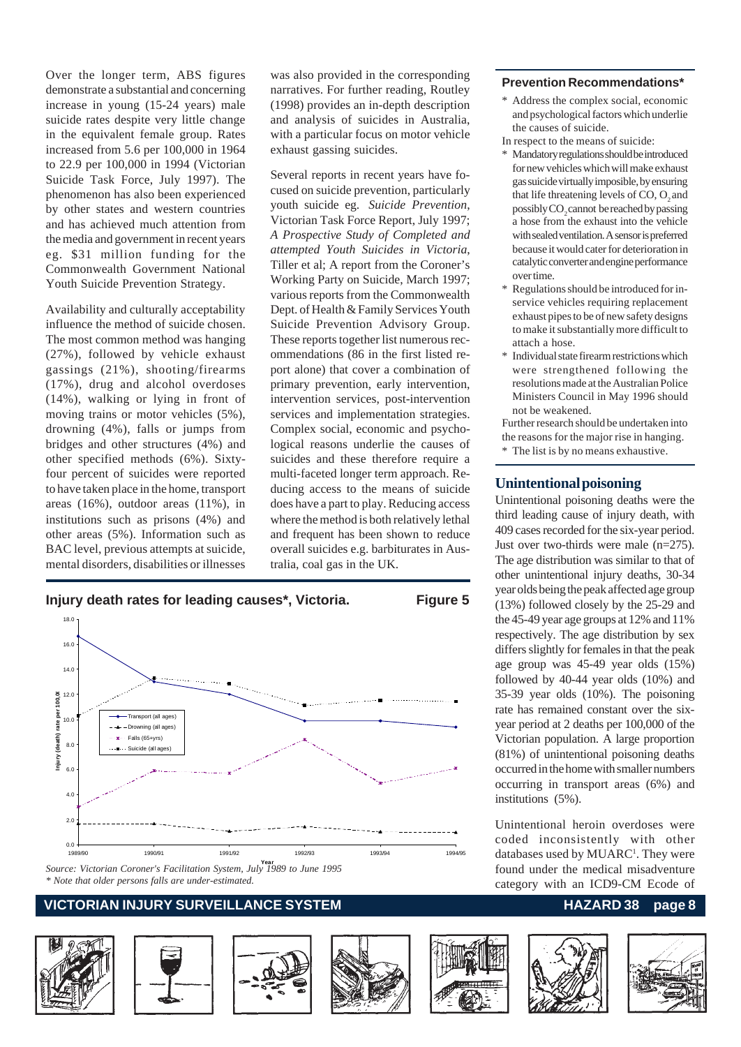Over the longer term, ABS figures demonstrate a substantial and concerning increase in young (15-24 years) male suicide rates despite very little change in the equivalent female group. Rates increased from 5.6 per 100,000 in 1964 to 22.9 per 100,000 in 1994 (Victorian Suicide Task Force, July 1997). The phenomenon has also been experienced by other states and western countries and has achieved much attention from the media and government in recent years eg. $31 million funding for the Commonwealth Government National Youth Suicide Prevention Strategy.

Availability and culturally acceptability influence the method of suicide chosen. The most common method was hanging (27%), followed by vehicle exhaust gassings (21%), shooting/firearms (17%), drug and alcohol overdoses (14%), walking or lying in front of moving trains or motor vehicles (5%), drowning (4%), falls or jumps from bridges and other structures (4%) and other specified methods (6%). Sixty-four percent of suicides were reported to have taken place in the home, transport areas (16%), outdoor areas (11%), in institutions such as prisons (4%) and other areas (5%). Information such as BAC level, previous attempts at suicide, mental disorders, disabilities or illnesses was also provided in the corresponding narratives. For further reading, Routley (1998) provides an in-depth description and analysis of suicides in Australia, with a particular focus on motor vehicle exhaust gassing suicides.

Several reports in recent years have focused on suicide prevention, particularly youth suicide eg. *Suicide Prevention*, Victorian Task Force Report, July 1997; *A Prospective Study of Completed and attempted Youth Suicides in Victoria*, Tiller et al; A report from the Coroner's Working Party on Suicide, March 1997; various reports from the Commonwealth Dept. of Health & Family Services Youth Suicide Prevention Advisory Group. These reports together list numerous recommendations (86 in the first listed report alone) that cover a combination of primary prevention, early intervention, intervention services, post-intervention services and implementation strategies. Complex social, economic and psychological reasons underlie the causes of suicides and these therefore require a multi-faceted longer term approach. Reducing access to the means of suicide does have a part to play. Reducing access where the method is both relatively lethal and frequent has been shown to reduce overall suicides e.g. barbiturates in Australia, coal gas in the UK.

**Injury death rates for leading causes*, Victoria. Figure 5**

| Year | Transport (all ages) | Drowning (all ages) | Falls (65+yrs) | Suicide (all ages) |
|---|---|---|---|---|
| 1989/90 | 16.6 | 1.7 | 3.1 | 10.3 |
| 1990/91 | 13.0 | 1.7 | 5.9 | 13.3 |
| 1991/92 | 12.0 | 1.1 | 5.7 | 12.8 |
| 1992/93 | 9.9 | 1.5 | 8.4 | 11.1 |
| 1993/94 | 9.9 | 1.1 | 4.9 | 11.5 |
| 1994/95 | 9.4 | 1.0 | 6.1 | 11.4 |

*Source: Victorian Coroner's Facilitation System, July 1989 to June 1995*
*\* Note that older persons falls are under-estimated.*

**Prevention Recommendations***

* Address the complex social, economic and psychological factors which underlie the causes of suicide.

In respect to the means of suicide:

* Mandatory regulations should be introduced for new vehicles which will make exhaust gas suicide virtually imposible, by ensuring that life threatening levels of CO, $O_2$ and possibly $CO_2$ cannot be reached by passing a hose from the exhaust into the vehicle with sealed ventilation. A sensor is preferred because it would cater for deterioration in catalytic converter and engine performance over time.
* Regulations should be introduced for in-service vehicles requiring replacement exhaust pipes to be of new safety designs to make it substantially more difficult to attach a hose.
* Individual state firearm restrictions which were strengthened following the resolutions made at the Australian Police Ministers Council in May 1996 should not be weakened.

Further research should be undertaken into the reasons for the major rise in hanging.

\* The list is by no means exhaustive.

## Unintentional poisoning

Unintentional poisoning deaths were the third leading cause of injury death, with 409 cases recorded for the six-year period. Just over two-thirds were male (n=275). The age distribution was similar to that of other unintentional injury deaths, 30-34 year olds being the peak affected age group (13%) followed closely by the 25-29 and the 45-49 year age groups at 12% and 11% respectively. The age distribution by sex differs slightly for females in that the peak age group was 45-49 year olds (15%) followed by 40-44 year olds (10%) and 35-39 year olds (10%). The poisoning rate has remained constant over the six-year period at 2 deaths per 100,000 of the Victorian population. A large proportion (81%) of unintentional poisoning deaths occurred in the home with smaller numbers occurring in transport areas (6%) and institutions (5%).

Unintentional heroin overdoses were coded inconsistently with other databases used by MUARC[1]. They were found under the medical misadventure category with an ICD9-CM Ecode of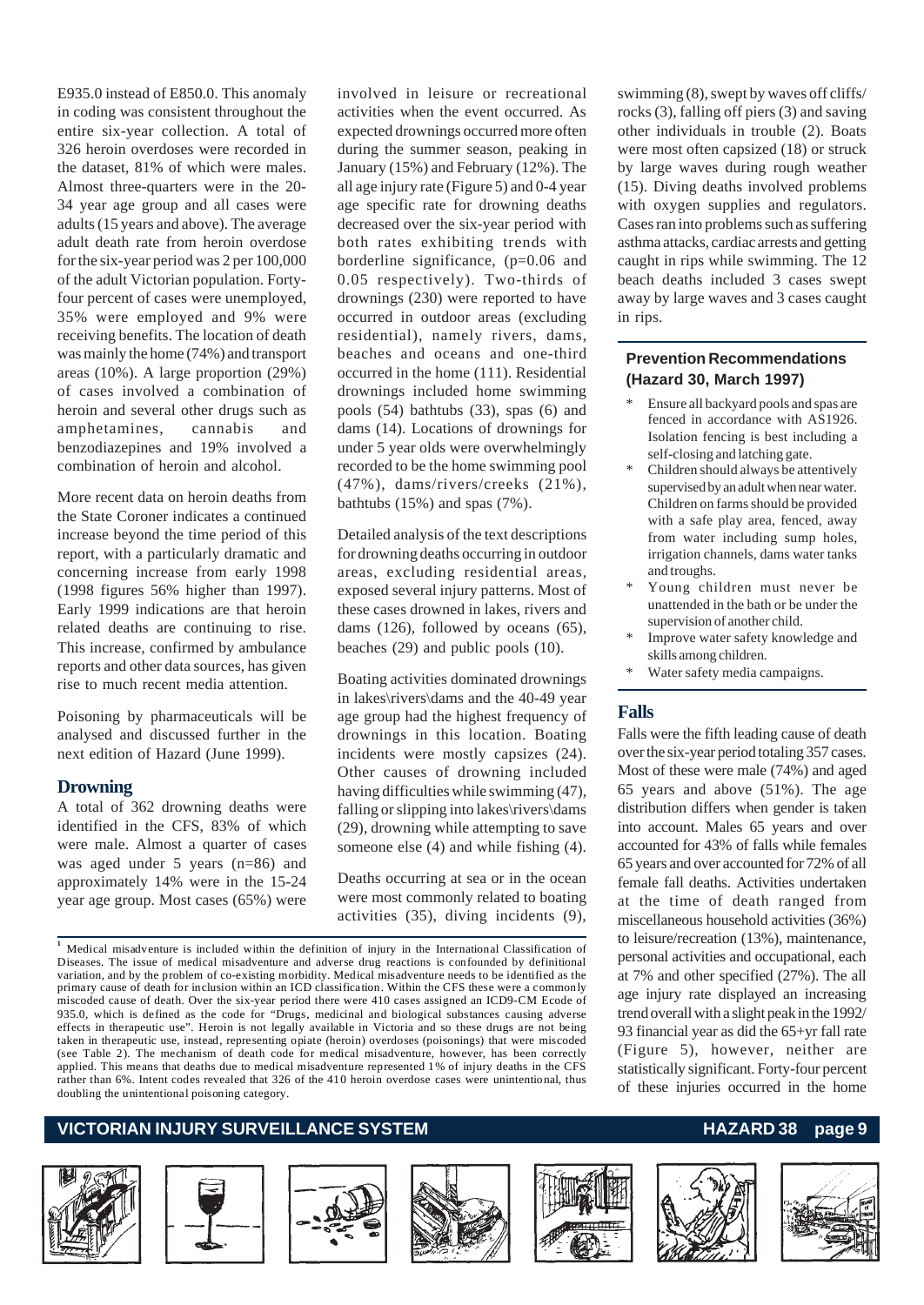E935.0 instead of E850.0. This anomaly in coding was consistent throughout the entire six-year collection. A total of 326 heroin overdoses were recorded in the dataset, 81% of which were males. Almost three-quarters were in the 20-34 year age group and all cases were adults (15 years and above). The average adult death rate from heroin overdose for the six-year period was 2 per 100,000 of the adult Victorian population. Forty-four percent of cases were unemployed, 35% were employed and 9% were receiving benefits. The location of death was mainly the home (74%) and transport areas (10%). A large proportion (29%) of cases involved a combination of heroin and several other drugs such as amphetamines, cannabis and benzodiazepines and 19% involved a combination of heroin and alcohol.

More recent data on heroin deaths from the State Coroner indicates a continued increase beyond the time period of this report, with a particularly dramatic and concerning increase from early 1998 (1998 figures 56% higher than 1997). Early 1999 indications are that heroin related deaths are continuing to rise. This increase, confirmed by ambulance reports and other data sources, has given rise to much recent media attention.

Poisoning by pharmaceuticals will be analysed and discussed further in the next edition of Hazard (June 1999).

## Drowning

A total of 362 drowning deaths were identified in the CFS, 83% of which were male. Almost a quarter of cases was aged under 5 years (n=86) and approximately 14% were in the 15-24 year age group. Most cases (65%) were involved in leisure or recreational activities when the event occurred. As expected drownings occurred more often during the summer season, peaking in January (15%) and February (12%). The all age injury rate (Figure 5) and 0-4 year age specific rate for drowning deaths decreased over the six-year period with both rates exhibiting trends with borderline significance, ($p=0.06$ and $0.05$ respectively). Two-thirds of drownings (230) were reported to have occurred in outdoor areas (excluding residential), namely rivers, dams, beaches and oceans and one-third occurred in the home (111). Residential drownings included home swimming pools (54) bathtubs (33), spas (6) and dams (14). Locations of drownings for under 5 year olds were overwhelmingly recorded to be the home swimming pool (47%), dams/rivers/creeks (21%), bathtubs (15%) and spas (7%).

Detailed analysis of the text descriptions for drowning deaths occurring in outdoor areas, excluding residential areas, exposed several injury patterns. Most of these cases drowned in lakes, rivers and dams (126), followed by oceans (65), beaches (29) and public pools (10).

Boating activities dominated drownings in lakes\rivers\dams and the 40-49 year age group had the highest frequency of drownings in this location. Boating incidents were mostly capsizes (24). Other causes of drowning included having difficulties while swimming (47), falling or slipping into lakes\rivers\dams (29), drowning while attempting to save someone else (4) and while fishing (4).

Deaths occurring at sea or in the ocean were most commonly related to boating activities (35), diving incidents (9), swimming (8), swept by waves off cliffs/rocks (3), falling off piers (3) and saving other individuals in trouble (2). Boats were most often capsized (18) or struck by large waves during rough weather (15). Diving deaths involved problems with oxygen supplies and regulators. Cases ran into problems such as suffering asthma attacks, cardiac arrests and getting caught in rips while swimming. The 12 beach deaths included 3 cases swept away by large waves and 3 cases caught in rips.

### Prevention Recommendations (Hazard 30, March 1997)

* Ensure all backyard pools and spas are fenced in accordance with AS1926. Isolation fencing is best including a self-closing and latching gate.
* Children should always be attentively supervised by an adult when near water. Children on farms should be provided with a safe play area, fenced, away from water including sump holes, irrigation channels, dams water tanks and troughs.
* Young children must never be unattended in the bath or be under the supervision of another child.
* Improve water safety knowledge and skills among children.
* Water safety media campaigns.

## Falls

Falls were the fifth leading cause of death over the six-year period totaling 357 cases. Most of these were male (74%) and aged 65 years and above (51%). The age distribution differs when gender is taken into account. Males 65 years and over accounted for 43% of falls while females 65 years and over accounted for 72% of all female fall deaths. Activities undertaken at the time of death ranged from miscellaneous household activities (36%) to leisure/recreation (13%), maintenance, personal activities and occupational, each at 7% and other specified (27%). The all age injury rate displayed an increasing trend overall with a slight peak in the 1992/93 financial year as did the 65+yr fall rate (Figure 5), however, neither are statistically significant. Forty-four percent of these injuries occurred in the home

---

[1] Medical misadventure is included within the definition of injury in the International Classification of Diseases. The issue of medical misadventure and adverse drug reactions is confounded by definitional variation, and by the problem of co-existing morbidity. Medical misadventure needs to be identified as the primary cause of death for inclusion within an ICD classification. Within the CFS these were a commonly miscoded cause of death. Over the six-year period there were 410 cases assigned an ICD9-CM Ecode of 935.0, which is defined as the code for "Drugs, medicinal and biological substances causing adverse effects in therapeutic use". Heroin is not legally available in Victoria and so these drugs are not being taken in therapeutic use, instead, representing opiate (heroin) overdoses (poisonings) that were miscoded (see Table 2). The mechanism of death code for medical misadventure, however, has been correctly applied. This means that deaths due to medical misadventure represented 1% of injury deaths in the CFS rather than 6%. Intent codes revealed that 326 of the 410 heroin overdose cases were unintentional, thus doubling the unintentional poisoning category.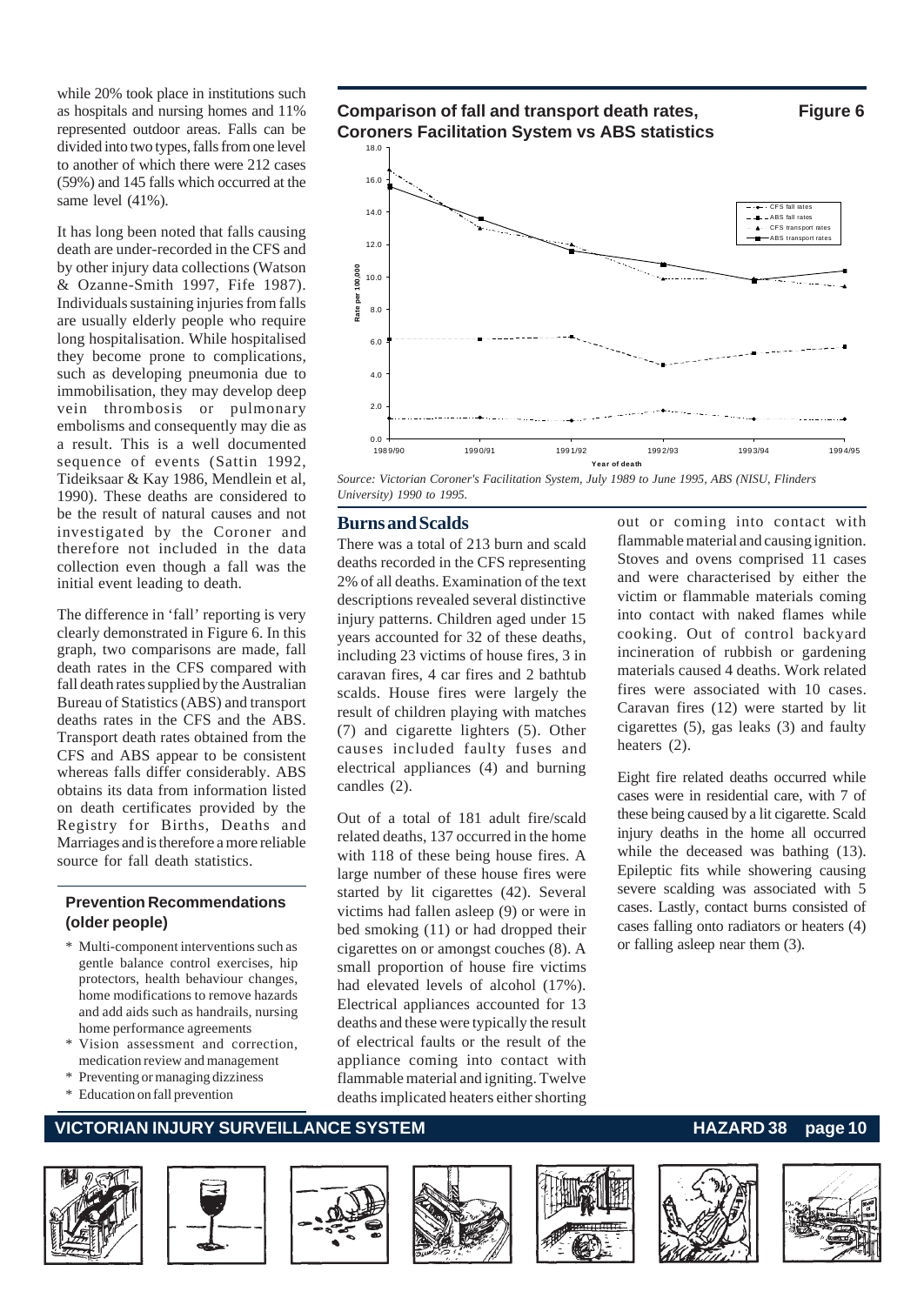while 20% took place in institutions such as hospitals and nursing homes and 11% represented outdoor areas. Falls can be divided into two types, falls from one level to another of which there were 212 cases (59%) and 145 falls which occurred at the same level (41%).

It has long been noted that falls causing death are under-recorded in the CFS and by other injury data collections (Watson & Ozanne-Smith 1997, Fife 1987). Individuals sustaining injuries from falls are usually elderly people who require long hospitalisation. While hospitalised they become prone to complications, such as developing pneumonia due to immobilisation, they may develop deep vein thrombosis or pulmonary embolisms and consequently may die as a result. This is a well documented sequence of events (Sattin 1992, Tideiksaar & Kay 1986, Mendlein et al, 1990). These deaths are considered to be the result of natural causes and not investigated by the Coroner and therefore not included in the data collection even though a fall was the initial event leading to death.

The difference in 'fall' reporting is very clearly demonstrated in Figure 6. In this graph, two comparisons are made, fall death rates in the CFS compared with fall death rates supplied by the Australian Bureau of Statistics (ABS) and transport deaths rates in the CFS and the ABS. Transport death rates obtained from the CFS and ABS appear to be consistent whereas falls differ considerably. ABS obtains its data from information listed on death certificates provided by the Registry for Births, Deaths and Marriages and is therefore a more reliable source for fall death statistics.

### Prevention Recommendations (older people)

* Multi-component interventions such as gentle balance control exercises, hip protectors, health behaviour changes, home modifications to remove hazards and add aids such as handrails, nursing home performance agreements
* Vision assessment and correction, medication review and management
* Preventing or managing dizziness
* Education on fall prevention

**Comparison of fall and transport death rates, Coroners Facilitation System vs ABS statistics** — **Figure 6**

*Source: Victorian Coroner's Facilitation System, July 1989 to June 1995, ABS (NISU, Flinders University) 1990 to 1995.*

## Burns and Scalds

There was a total of 213 burn and scald deaths recorded in the CFS representing 2% of all deaths. Examination of the text descriptions revealed several distinctive injury patterns. Children aged under 15 years accounted for 32 of these deaths, including 23 victims of house fires, 3 in caravan fires, 4 car fires and 2 bathtub scalds. House fires were largely the result of children playing with matches (7) and cigarette lighters (5). Other causes included faulty fuses and electrical appliances (4) and burning candles (2).

Out of a total of 181 adult fire/scald related deaths, 137 occurred in the home with 118 of these being house fires. A large number of these house fires were started by lit cigarettes (42). Several victims had fallen asleep (9) or were in bed smoking (11) or had dropped their cigarettes on or amongst couches (8). A small proportion of house fire victims had elevated levels of alcohol (17%). Electrical appliances accounted for 13 deaths and these were typically the result of electrical faults or the result of the appliance coming into contact with flammable material and igniting. Twelve deaths implicated heaters either shorting out or coming into contact with flammable material and causing ignition. Stoves and ovens comprised 11 cases and were characterised by either the victim or flammable materials coming into contact with naked flames while cooking. Out of control backyard incineration of rubbish or gardening materials caused 4 deaths. Work related fires were associated with 10 cases. Caravan fires (12) were started by lit cigarettes (5), gas leaks (3) and faulty heaters (2).

Eight fire related deaths occurred while cases were in residential care, with 7 of these being caused by a lit cigarette. Scald injury deaths in the home all occurred while the deceased was bathing (13). Epileptic fits while showering causing severe scalding was associated with 5 cases. Lastly, contact burns consisted of cases falling onto radiators or heaters (4) or falling asleep near them (3).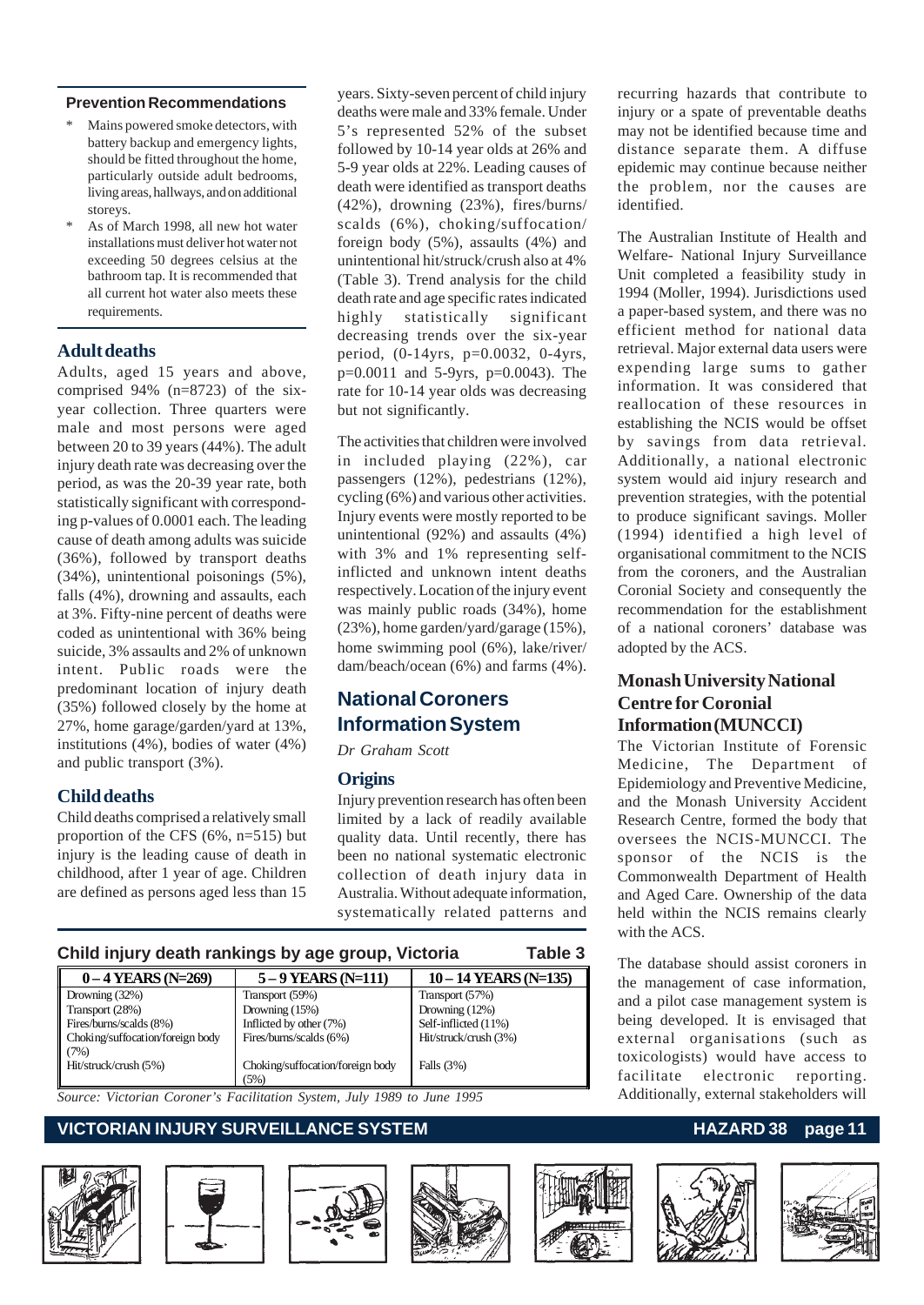### Prevention Recommendations

- Mains powered smoke detectors, with battery backup and emergency lights, should be fitted throughout the home, particularly outside adult bedrooms, living areas, hallways, and on additional storeys.
- As of March 1998, all new hot water installations must deliver hot water not exceeding 50 degrees celsius at the bathroom tap. It is recommended that all current hot water also meets these requirements.

## Adult deaths

Adults, aged 15 years and above, comprised 94% (n=8723) of the six-year collection. Three quarters were male and most persons were aged between 20 to 39 years (44%). The adult injury death rate was decreasing over the period, as was the 20-39 year rate, both statistically significant with corresponding p-values of 0.0001 each. The leading cause of death among adults was suicide (36%), followed by transport deaths (34%), unintentional poisonings (5%), falls (4%), drowning and assaults, each at 3%. Fifty-nine percent of deaths were coded as unintentional with 36% being suicide, 3% assaults and 2% of unknown intent. Public roads were the predominant location of injury death (35%) followed closely by the home at 27%, home garage/garden/yard at 13%, institutions (4%), bodies of water (4%) and public transport (3%).

## Child deaths

Child deaths comprised a relatively small proportion of the CFS (6%, n=515) but injury is the leading cause of death in childhood, after 1 year of age. Children are defined as persons aged less than 15 years. Sixty-seven percent of child injury deaths were male and 33% female. Under 5's represented 52% of the subset followed by 10-14 year olds at 26% and 5-9 year olds at 22%. Leading causes of death were identified as transport deaths (42%), drowning (23%), fires/burns/scalds (6%), choking/suffocation/foreign body (5%), assaults (4%) and unintentional hit/struck/crush also at 4% (Table 3). Trend analysis for the child death rate and age specific rates indicated highly statistically significant decreasing trends over the six-year period, (0-14yrs, p=0.0032, 0-4yrs, p=0.0011 and 5-9yrs, p=0.0043). The rate for 10-14 year olds was decreasing but not significantly.

The activities that children were involved in included playing (22%), car passengers (12%), pedestrians (12%), cycling (6%) and various other activities. Injury events were mostly reported to be unintentional (92%) and assaults (4%) with 3% and 1% representing self-inflicted and unknown intent deaths respectively. Location of the injury event was mainly public roads (34%), home (23%), home garden/yard/garage (15%), home swimming pool (6%), lake/river/dam/beach/ocean (6%) and farms (4%).

**Child injury death rankings by age group, Victoria — Table 3**

| 0 – 4 YEARS (N=269) | 5 – 9 YEARS (N=111) | 10 – 14 YEARS (N=135) |
|---|---|---|
| Drowning (32%) | Transport (59%) | Transport (57%) |
| Transport (28%) | Drowning (15%) | Drowning (12%) |
| Fires/burns/scalds (8%) | Inflicted by other (7%) | Self-inflicted (11%) |
| Choking/suffocation/foreign body (7%) | Fires/burns/scalds (6%) | Hit/struck/crush (3%) |
| Hit/struck/crush (5%) | Choking/suffocation/foreign body (5%) | Falls (3%) |

*Source: Victorian Coroner's Facilitation System, July 1989 to June 1995*

# National Coroners Information System

*Dr Graham Scott*

## Origins

Injury prevention research has often been limited by a lack of readily available quality data. Until recently, there has been no national systematic electronic collection of death injury data in Australia. Without adequate information, systematically related patterns and recurring hazards that contribute to injury or a spate of preventable deaths may not be identified because time and distance separate them. A diffuse epidemic may continue because neither the problem, nor the causes are identified.

The Australian Institute of Health and Welfare- National Injury Surveillance Unit completed a feasibility study in 1994 (Moller, 1994). Jurisdictions used a paper-based system, and there was no efficient method for national data retrieval. Major external data users were expending large sums to gather information. It was considered that reallocation of these resources in establishing the NCIS would be offset by savings from data retrieval. Additionally, a national electronic system would aid injury research and prevention strategies, with the potential to produce significant savings. Moller (1994) identified a high level of organisational commitment to the NCIS from the coroners, and the Australian Coronial Society and consequently the recommendation for the establishment of a national coroners' database was adopted by the ACS.

## Monash University National Centre for Coronial Information (MUNCCI)

The Victorian Institute of Forensic Medicine, The Department of Epidemiology and Preventive Medicine, and the Monash University Accident Research Centre, formed the body that oversees the NCIS-MUNCCI. The sponsor of the NCIS is the Commonwealth Department of Health and Aged Care. Ownership of the data held within the NCIS remains clearly with the ACS.

The database should assist coroners in the management of case information, and a pilot case management system is being developed. It is envisaged that external organisations (such as toxicologists) would have access to facilitate electronic reporting. Additionally, external stakeholders will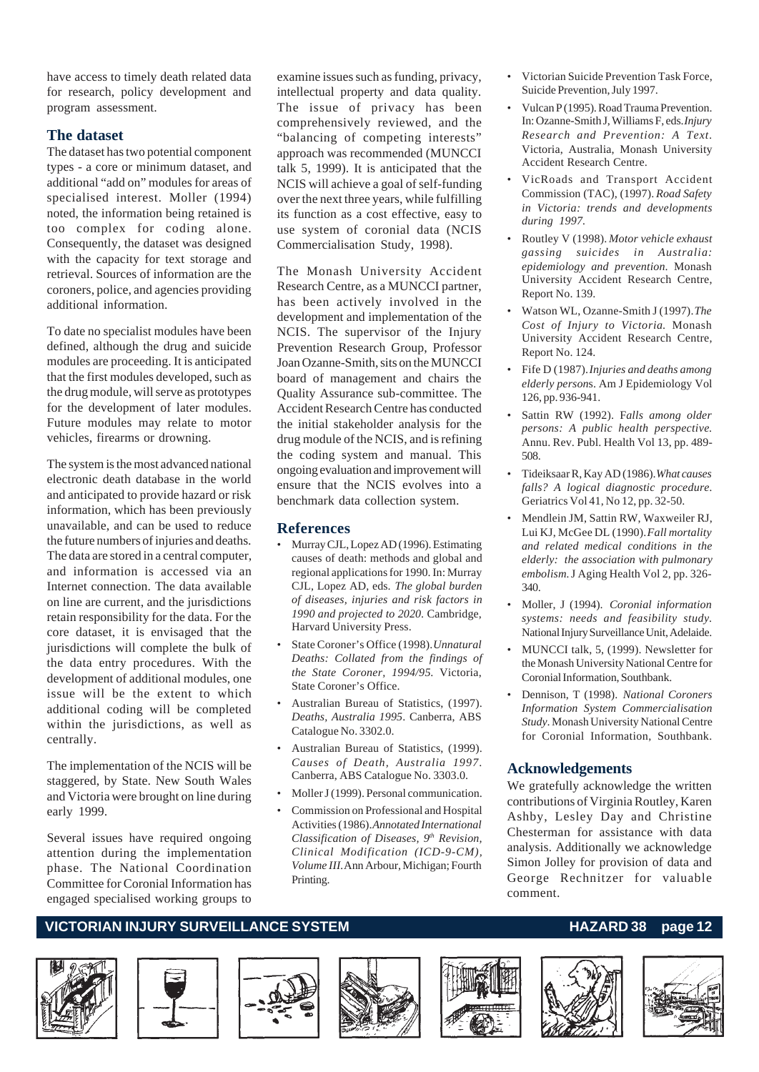have access to timely death related data for research, policy development and program assessment.

## The dataset

The dataset has two potential component types - a core or minimum dataset, and additional "add on" modules for areas of specialised interest. Moller (1994) noted, the information being retained is too complex for coding alone. Consequently, the dataset was designed with the capacity for text storage and retrieval. Sources of information are the coroners, police, and agencies providing additional information.

To date no specialist modules have been defined, although the drug and suicide modules are proceeding. It is anticipated that the first modules developed, such as the drug module, will serve as prototypes for the development of later modules. Future modules may relate to motor vehicles, firearms or drowning.

The system is the most advanced national electronic death database in the world and anticipated to provide hazard or risk information, which has been previously unavailable, and can be used to reduce the future numbers of injuries and deaths. The data are stored in a central computer, and information is accessed via an Internet connection. The data available on line are current, and the jurisdictions retain responsibility for the data. For the core dataset, it is envisaged that the jurisdictions will complete the bulk of the data entry procedures. With the development of additional modules, one issue will be the extent to which additional coding will be completed within the jurisdictions, as well as centrally.

The implementation of the NCIS will be staggered, by State. New South Wales and Victoria were brought on line during early 1999.

Several issues have required ongoing attention during the implementation phase. The National Coordination Committee for Coronial Information has engaged specialised working groups to examine issues such as funding, privacy, intellectual property and data quality. The issue of privacy has been comprehensively reviewed, and the "balancing of competing interests" approach was recommended (MUNCCI talk 5, 1999). It is anticipated that the NCIS will achieve a goal of self-funding over the next three years, while fulfilling its function as a cost effective, easy to use system of coronial data (NCIS Commercialisation Study, 1998).

The Monash University Accident Research Centre, as a MUNCCI partner, has been actively involved in the development and implementation of the NCIS. The supervisor of the Injury Prevention Research Group, Professor Joan Ozanne-Smith, sits on the MUNCCI board of management and chairs the Quality Assurance sub-committee. The Accident Research Centre has conducted the initial stakeholder analysis for the drug module of the NCIS, and is refining the coding system and manual. This ongoing evaluation and improvement will ensure that the NCIS evolves into a benchmark data collection system.

## References

- Murray CJL, Lopez AD (1996). Estimating causes of death: methods and global and regional applications for 1990. In: Murray CJL, Lopez AD, eds. *The global burden of diseases, injuries and risk factors in 1990 and projected to 2020.* Cambridge, Harvard University Press.
- State Coroner's Office (1998). *Unnatural Deaths: Collated from the findings of the State Coroner, 1994/95.* Victoria, State Coroner's Office.
- Australian Bureau of Statistics, (1997). *Deaths, Australia 1995*. Canberra, ABS Catalogue No. 3302.0.
- Australian Bureau of Statistics, (1999). *Causes of Death, Australia 1997*. Canberra, ABS Catalogue No. 3303.0.
- Moller J (1999). Personal communication.
- Commission on Professional and Hospital Activities (1986). *Annotated International Classification of Diseases, 9th Revision, Clinical Modification (ICD-9-CM), Volume III.* Ann Arbour, Michigan; Fourth Printing.
- Victorian Suicide Prevention Task Force, Suicide Prevention, July 1997.
- Vulcan P (1995). Road Trauma Prevention. In: Ozanne-Smith J, Williams F, eds. *Injury Research and Prevention: A Text*. Victoria, Australia, Monash University Accident Research Centre.
- VicRoads and Transport Accident Commission (TAC), (1997). *Road Safety in Victoria: trends and developments during 1997.*
- Routley V (1998). *Motor vehicle exhaust gassing suicides in Australia: epidemiology and prevention.* Monash University Accident Research Centre, Report No. 139.
- Watson WL, Ozanne-Smith J (1997). *The Cost of Injury to Victoria.* Monash University Accident Research Centre, Report No. 124.
- Fife D (1987). *Injuries and deaths among elderly persons.* Am J Epidemiology Vol 126, pp. 936-941.
- Sattin RW (1992). F*alls among older persons: A public health perspective.* Annu. Rev. Publ. Health Vol 13, pp. 489-508.
- Tideiksaar R, Kay AD (1986). *What causes falls? A logical diagnostic procedure.* Geriatrics Vol 41, No 12, pp. 32-50.
- Mendlein JM, Sattin RW, Waxweiler RJ, Lui KJ, McGee DL (1990). *Fall mortality and related medical conditions in the elderly: the association with pulmonary embolism.* J Aging Health Vol 2, pp. 326-340.
- Moller, J (1994). *Coronial information systems: needs and feasibility study.* National Injury Surveillance Unit, Adelaide.
- MUNCCI talk, 5, (1999). Newsletter for the Monash University National Centre for Coronial Information, Southbank.
- Dennison, T (1998). *National Coroners Information System Commercialisation Study.* Monash University National Centre for Coronial Information, Southbank.

## Acknowledgements

We gratefully acknowledge the written contributions of Virginia Routley, Karen Ashby, Lesley Day and Christine Chesterman for assistance with data analysis. Additionally we acknowledge Simon Jolley for provision of data and George Rechnitzer for valuable comment.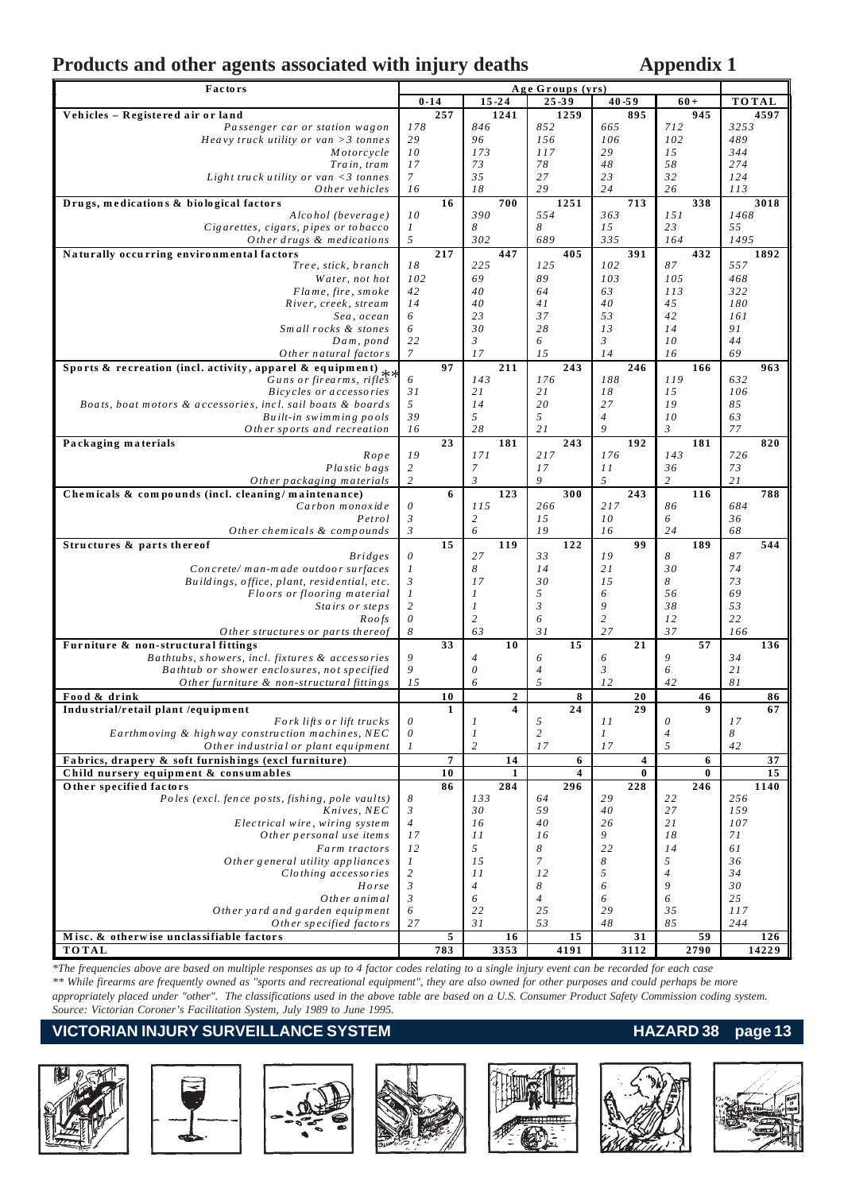# Products and other agents associated with injury deaths

**Appendix 1**

| Factors | 0-14 | 15-24 | 25-39 | 40-59 | 60+ | TOTAL |
|---|---|---|---|---|---|---|
| | **Age Groups (yrs)** | | | | | |
| **Vehicles – Registered air or land** | **257** | **1241** | **1259** | **895** | **945** | **4597** |
| *Passenger car or station wagon* | 178 | 846 | 852 | 665 | 712 | 3253 |
| *Heavy truck utility or van >3 tonnes* | 29 | 96 | 156 | 106 | 102 | 489 |
| *Motorcycle* | 10 | 173 | 117 | 29 | 15 | 344 |
| *Train, tram* | 17 | 73 | 78 | 48 | 58 | 274 |
| *Light truck utility or van <3 tonnes* | 7 | 35 | 27 | 23 | 32 | 124 |
| *Other vehicles* | 16 | 18 | 29 | 24 | 26 | 113 |
| **Drugs, medications & biological factors** | **16** | **700** | **1251** | **713** | **338** | **3018** |
| *Alcohol (beverage)* | 10 | 390 | 554 | 363 | 151 | 1468 |
| *Cigarettes, cigars, pipes or tobacco* | 1 | 8 | 8 | 15 | 23 | 55 |
| *Other drugs & medications* | 5 | 302 | 689 | 335 | 164 | 1495 |
| **Naturally occurring environmental factors** | **217** | **447** | **405** | **391** | **432** | **1892** |
| *Tree, stick, branch* | 18 | 225 | 125 | 102 | 87 | 557 |
| *Water, not hot* | 102 | 69 | 89 | 103 | 105 | 468 |
| *Flame, fire, smoke* | 42 | 40 | 64 | 63 | 113 | 322 |
| *River, creek, stream* | 14 | 40 | 41 | 40 | 45 | 180 |
| *Sea, ocean* | 6 | 23 | 37 | 53 | 42 | 161 |
| *Small rocks & stones* | 6 | 30 | 28 | 13 | 14 | 91 |
| *Dam, pond* | 22 | 3 | 6 | 3 | 10 | 44 |
| *Other natural factors* | 7 | 17 | 15 | 14 | 16 | 69 |
| **Sports & recreation (incl. activity, apparel & equipment)** | **97** | **211** | **243** | **246** | **166** | **963** |
| *Guns or firearms, rifles*** | 6 | 143 | 176 | 188 | 119 | 632 |
| *Bicycles or accessories* | 31 | 21 | 21 | 18 | 15 | 106 |
| *Boats, boat motors & accessories, incl. sail boats & boards* | 5 | 14 | 20 | 27 | 19 | 85 |
| *Built-in swimming pools* | 39 | 5 | 5 | 4 | 10 | 63 |
| *Other sports and recreation* | 16 | 28 | 21 | 9 | 3 | 77 |
| **Packaging materials** | **23** | **181** | **243** | **192** | **181** | **820** |
| *Rope* | 19 | 171 | 217 | 176 | 143 | 726 |
| *Plastic bags* | 2 | 7 | 17 | 11 | 36 | 73 |
| *Other packaging materials* | 2 | 3 | 9 | 5 | 2 | 21 |
| **Chemicals & compounds (incl. cleaning/maintenance)** | **6** | **123** | **300** | **243** | **116** | **788** |
| *Carbon monoxide* | 0 | 115 | 266 | 217 | 86 | 684 |
| *Petrol* | 3 | 2 | 15 | 10 | 6 | 36 |
| *Other chemicals & compounds* | 3 | 6 | 19 | 16 | 24 | 68 |
| **Structures & parts thereof** | **15** | **119** | **122** | **99** | **189** | **544** |
| *Bridges* | 0 | 27 | 33 | 19 | 8 | 87 |
| *Concrete/man-made outdoor surfaces* | 1 | 8 | 14 | 21 | 30 | 74 |
| *Buildings, office, plant, residential, etc.* | 3 | 17 | 30 | 15 | 8 | 73 |
| *Floors or flooring material* | 1 | 1 | 5 | 6 | 56 | 69 |
| *Stairs or steps* | 2 | 1 | 3 | 9 | 38 | 53 |
| *Roofs* | 0 | 2 | 6 | 2 | 12 | 22 |
| *Other structures or parts thereof* | 8 | 63 | 31 | 27 | 37 | 166 |
| **Furniture & non-structural fittings** | **33** | **10** | **15** | **21** | **57** | **136** |
| *Bathtubs, showers, incl. fixtures & accessories* | 9 | 4 | 6 | 6 | 9 | 34 |
| *Bathtub or shower enclosures, not specified* | 9 | 0 | 4 | 3 | 6 | 21 |
| *Other furniture & non-structural fittings* | 15 | 6 | 5 | 12 | 42 | 81 |
| **Food & drink** | **10** | **2** | **8** | **20** | **46** | **86** |
| **Industrial/retail plant /equipment** | **1** | **4** | **24** | **29** | **9** | **67** |
| *Fork lifts or lift trucks* | 0 | 1 | 5 | 11 | 0 | 17 |
| *Earthmoving & highway construction machines, NEC* | 0 | 1 | 2 | 1 | 4 | 8 |
| *Other industrial or plant equipment* | 1 | 2 | 17 | 17 | 5 | 42 |
| **Fabrics, drapery & soft furnishings (excl furniture)** | **7** | **14** | **6** | **4** | **6** | **37** |
| **Child nursery equipment & consumables** | **10** | **1** | **4** | **0** | **0** | **15** |
| **Other specified factors** | **86** | **284** | **296** | **228** | **246** | **1140** |
| *Poles (excl. fence posts, fishing, pole vaults)* | 8 | 133 | 64 | 29 | 22 | 256 |
| *Knives, NEC* | 3 | 30 | 59 | 40 | 27 | 159 |
| *Electrical wire, wiring system* | 4 | 16 | 40 | 26 | 21 | 107 |
| *Other personal use items* | 17 | 11 | 16 | 9 | 18 | 71 |
| *Farm tractors* | 12 | 5 | 8 | 22 | 14 | 61 |
| *Other general utility appliances* | 1 | 15 | 7 | 8 | 5 | 36 |
| *Clothing accessories* | 2 | 11 | 12 | 5 | 4 | 34 |
| *Horse* | 3 | 4 | 8 | 6 | 9 | 30 |
| *Other animal* | 3 | 6 | 4 | 6 | 6 | 25 |
| *Other yard and garden equipment* | 6 | 22 | 25 | 29 | 35 | 117 |
| *Other specified factors* | 27 | 31 | 53 | 48 | 85 | 244 |
| **Misc. & otherwise unclassifiable factors** | **5** | **16** | **15** | **31** | **59** | **126** |
| **TOTAL** | **783** | **3353** | **4191** | **3112** | **2790** | **14229** |

*The frequencies above are based on multiple responses as up to 4 factor codes relating to a single injury event can be recorded for each case

** While firearms are frequently owned as "sports and recreational equipment", they are also owned for other purposes and could perhaps be more appropriately placed under "other". The classifications used in the above table are based on a U.S. Consumer Product Safety Commission coding system.

Source: Victorian Coroner's Facilitation System, July 1989 to June 1995.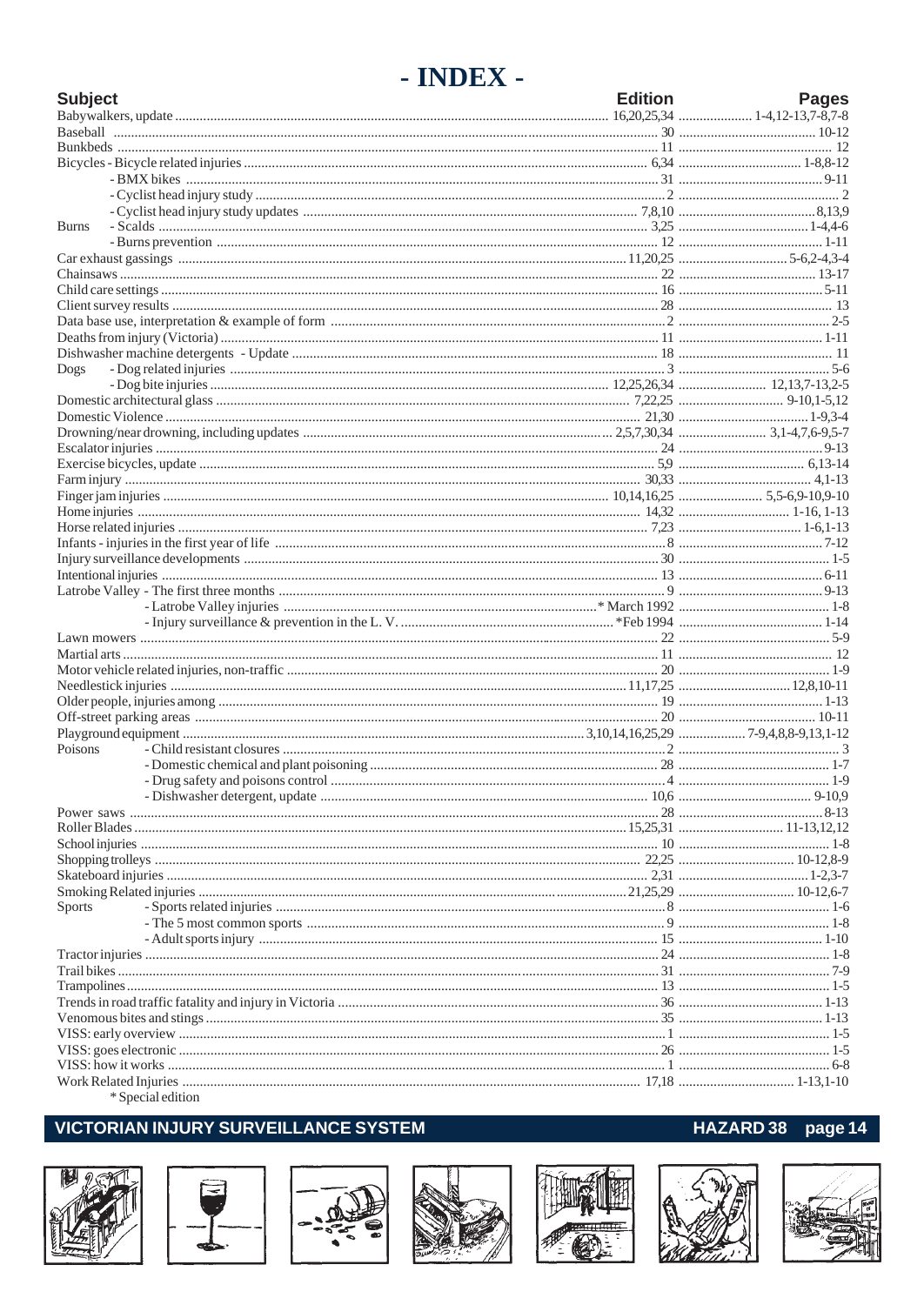# - INDEX -

| Subject | | Edition | Pages |
|---|---|---|---|
| Babywalkers, update | | 16,20,25,34 | 1-4,12-13,7-8,7-8 |
| Baseball | | 30 | 10-12 |
| Bunkbeds | | 11 | 12 |
| Bicycles | - Bicycle related injuries | 6,34 | 1-8,8-12 |
| | - BMX bikes | 31 | 9-11 |
| | - Cyclist head injury study | 2 | 2 |
| | - Cyclist head injury study updates | 7,8,10 | 8,13,9 |
| Burns | - Scalds | 3,25 | 1-4,4-6 |
| | - Burns prevention | 12 | 1-11 |
| Car exhaust gassings | | 11,20,25 | 5-6,2-4,3-4 |
| Chainsaws | | 22 | 13-17 |
| Child care settings | | 16 | 5-11 |
| Client survey results | | 28 | 13 |
| Data base use, interpretation & example of form | | 2 | 2-5 |
| Deaths from injury (Victoria) | | 11 | 1-11 |
| Dishwasher machine detergents - Update | | 18 | 11 |
| Dogs | - Dog related injuries | 3 | 5-6 |
| | - Dog bite injuries | 12,25,26,34 | 12,13,7-13,2-5 |
| Domestic architectural glass | | 7,22,25 | 9-10,1-5,12 |
| Domestic Violence | | 21,30 | 1-9,3-4 |
| Drowning/near drowning, including updates | | 2,5,7,30,34 | 3,1-4,7,6-9,5-7 |
| Escalator injuries | | 24 | 9-13 |
| Exercise bicycles, update | | 5,9 | 6,13-14 |
| Farm injury | | 30,33 | 4,1-13 |
| Finger jam injuries | | 10,14,16,25 | 5,5-6,9-10,9-10 |
| Home injuries | | 14,32 | 1-16, 1-13 |
| Horse related injuries | | 7,23 | 1-6,1-13 |
| Infants - injuries in the first year of life | | 8 | 7-12 |
| Injury surveillance developments | | 30 | 1-5 |
| Intentional injuries | | 13 | 6-11 |
| Latrobe Valley | - The first three months | 9 | 9-13 |
| | - Latrobe Valley injuries | * March 1992 | 1-8 |
| | - Injury surveillance & prevention in the L. V. | *Feb 1994 | 1-14 |
| Lawn mowers | | 22 | 5-9 |
| Martial arts | | 11 | 12 |
| Motor vehicle related injuries, non-traffic | | 20 | 1-9 |
| Needlestick injuries | | 11,17,25 | 12,8,10-11 |
| Older people, injuries among | | 19 | 1-13 |
| Off-street parking areas | | 20 | 10-11 |
| Playground equipment | | 3,10,14,16,25,29 | 7-9,4,8,8-9,13,1-12 |
| Poisons | - Child resistant closures | 2 | 3 |
| | - Domestic chemical and plant poisoning | 28 | 1-7 |
| | - Drug safety and poisons control | 4 | 1-9 |
| | - Dishwasher detergent, update | 10,6 | 9-10,9 |
| Power saws | | 28 | 8-13 |
| Roller Blades | | 15,25,31 | 11-13,12,12 |
| School injuries | | 10 | 1-8 |
| Shopping trolleys | | 22,25 | 10-12,8-9 |
| Skateboard injuries | | 2,31 | 1-2,3-7 |
| Smoking Related injuries | | 21,25,29 | 10-12,6-7 |
| Sports | - Sports related injuries | 8 | 1-6 |
| | - The 5 most common sports | 9 | 1-8 |
| | - Adult sports injury | 15 | 1-10 |
| Tractor injuries | | 24 | 1-8 |
| Trail bikes | | 31 | 7-9 |
| Trampolines | | 13 | 1-5 |
| Trends in road traffic fatality and injury in Victoria | | 36 | 1-13 |
| Venomous bites and stings | | 35 | 1-13 |
| VISS: early overview | | 1 | 1-5 |
| VISS: goes electronic | | 26 | 1-5 |
| VISS: how it works | | 1 | 6-8 |
| Work Related Injuries | | 17,18 | 1-13,1-10 |

\* Special edition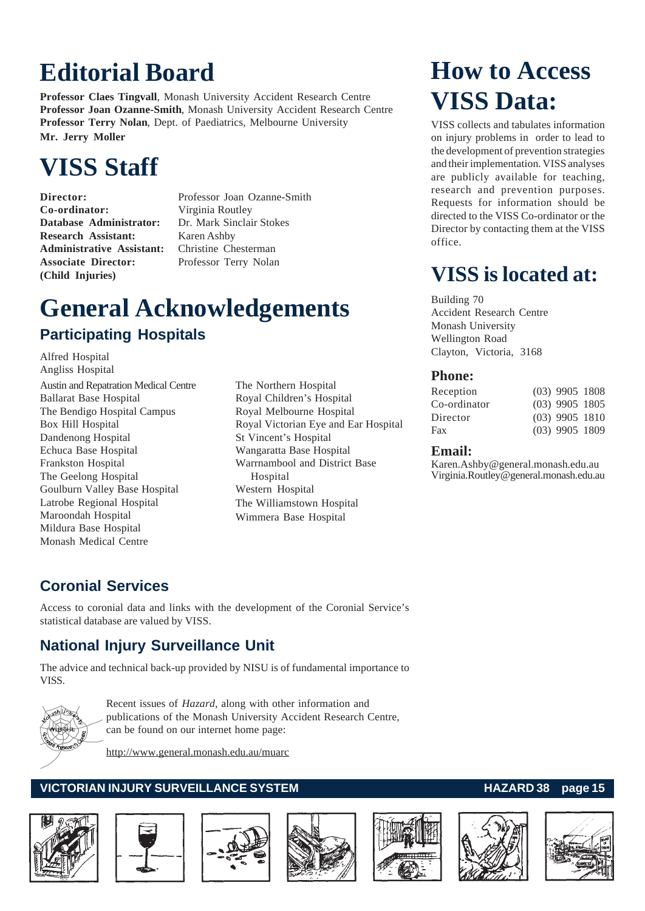# Editorial Board

**Professor Claes Tingvall**, Monash University Accident Research Centre
**Professor Joan Ozanne-Smith**, Monash University Accident Research Centre
**Professor Terry Nolan**, Dept. of Paediatrics, Melbourne University
**Mr. Jerry Moller**

# VISS Staff

| | |
|---|---|
| **Director:** | Professor Joan Ozanne-Smith |
| **Co-ordinator:** | Virginia Routley |
| **Database Administrator:** | Dr. Mark Sinclair Stokes |
| **Research Assistant:** | Karen Ashby |
| **Administrative Assistant:** | Christine Chesterman |
| **Associate Director: (Child Injuries)** | Professor Terry Nolan |

# General Acknowledgements

## Participating Hospitals

Alfred Hospital
Angliss Hospital
Austin and Repatration Medical Centre
Ballarat Base Hospital
The Bendigo Hospital Campus
Box Hill Hospital
Dandenong Hospital
Echuca Base Hospital
Frankston Hospital
The Geelong Hospital
Goulburn Valley Base Hospital
Latrobe Regional Hospital
Maroondah Hospital
Mildura Base Hospital
Monash Medical Centre
The Northern Hospital
Royal Children's Hospital
Royal Melbourne Hospital
Royal Victorian Eye and Ear Hospital
St Vincent's Hospital
Wangaratta Base Hospital
Warrnambool and District Base Hospital
Western Hospital
The Williamstown Hospital
Wimmera Base Hospital

## Coronial Services

Access to coronial data and links with the development of the Coronial Service's statistical database are valued by VISS.

## National Injury Surveillance Unit

The advice and technical back-up provided by NISU is of fundamental importance to VISS.

Recent issues of *Hazard*, along with other information and publications of the Monash University Accident Research Centre, can be found on our internet home page:

http://www.general.monash.edu.au/muarc

# How to Access VISS Data:

VISS collects and tabulates information on injury problems in order to lead to the development of prevention strategies and their implementation. VISS analyses are publicly available for teaching, research and prevention purposes. Requests for information should be directed to the VISS Co-ordinator or the Director by contacting them at the VISS office.

# VISS is located at:

Building 70
Accident Research Centre
Monash University
Wellington Road
Clayton, Victoria, 3168

### Phone:

| | |
|---|---|
| Reception | (03) 9905 1808 |
| Co-ordinator | (03) 9905 1805 |
| Director | (03) 9905 1810 |
| Fax | (03) 9905 1809 |

### Email:

Karen.Ashby@general.monash.edu.au
Virginia.Routley@general.monash.edu.au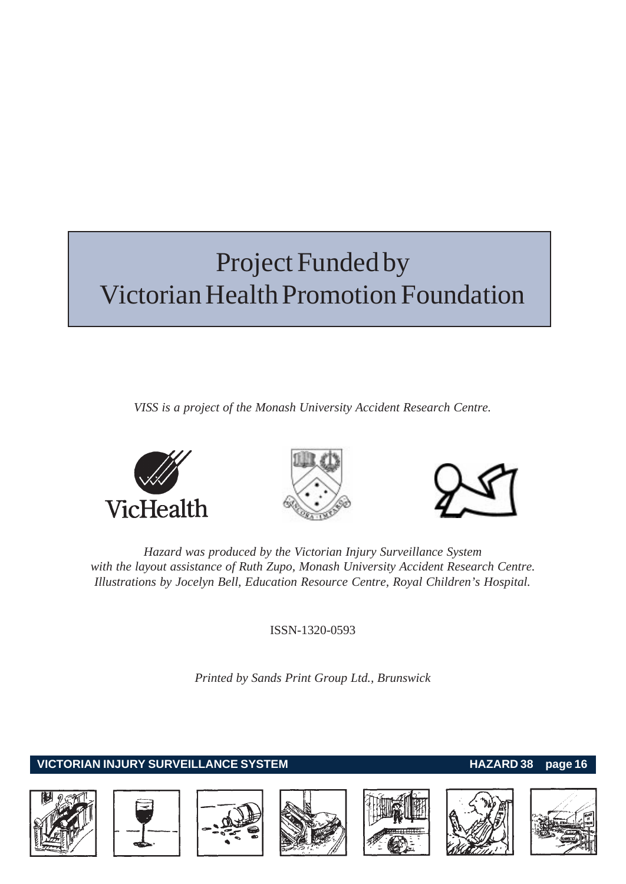# Project Funded by Victorian Health Promotion Foundation

*VISS is a project of the Monash University Accident Research Centre.*

VicHealth

*Hazard was produced by the Victorian Injury Surveillance System with the layout assistance of Ruth Zupo, Monash University Accident Research Centre. Illustrations by Jocelyn Bell, Education Resource Centre, Royal Children's Hospital.*

ISSN-1320-0593

*Printed by Sands Print Group Ltd., Brunswick*